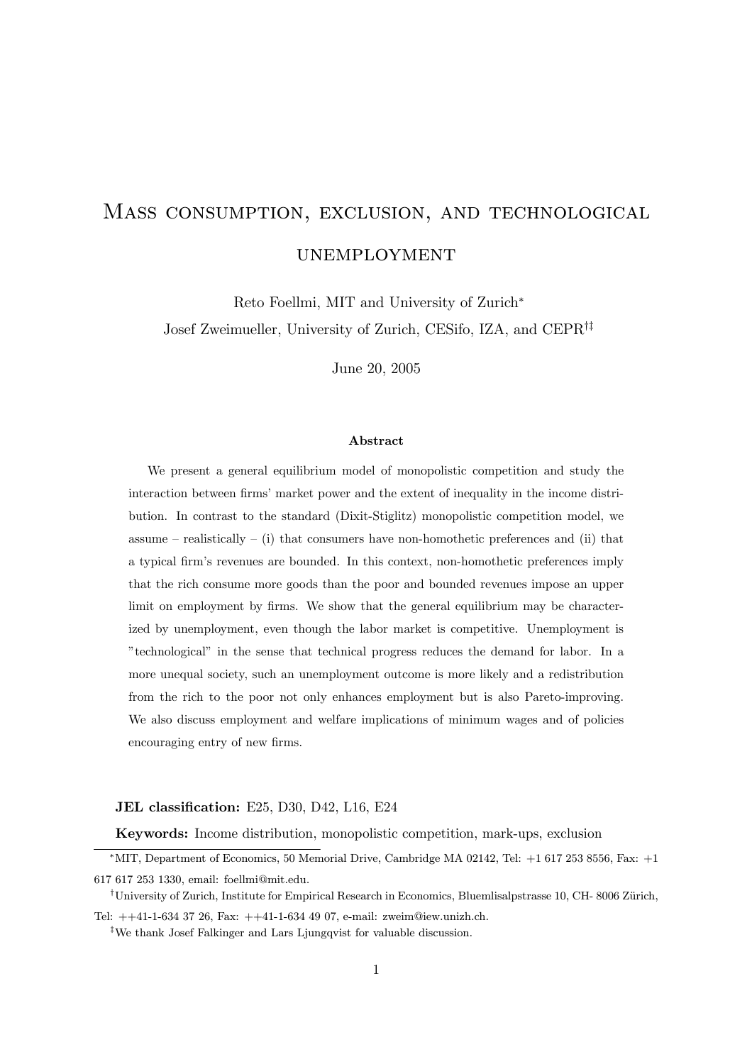# Mass consumption, exclusion, and technological unemployment

Reto Foellmi, MIT and University of Zurich[*]

Josef Zweimueller, University of Zurich, CESifo, IZA, and CEPR[†‡]

June 20, 2005

### Abstract

We present a general equilibrium model of monopolistic competition and study the interaction between firms' market power and the extent of inequality in the income distribution. In contrast to the standard (Dixit-Stiglitz) monopolistic competition model, we assume – realistically – (i) that consumers have non-homothetic preferences and (ii) that a typical firm's revenues are bounded. In this context, non-homothetic preferences imply that the rich consume more goods than the poor and bounded revenues impose an upper limit on employment by firms. We show that the general equilibrium may be characterized by unemployment, even though the labor market is competitive. Unemployment is "technological" in the sense that technical progress reduces the demand for labor. In a more unequal society, such an unemployment outcome is more likely and a redistribution from the rich to the poor not only enhances employment but is also Pareto-improving. We also discuss employment and welfare implications of minimum wages and of policies encouraging entry of new firms.

**JEL classification:** E25, D30, D42, L16, E24

**Keywords:** Income distribution, monopolistic competition, mark-ups, exclusion

---

[*] MIT, Department of Economics, 50 Memorial Drive, Cambridge MA 02142, Tel: +1 617 253 8556, Fax: +1 617 617 253 1330, email: foellmi@mit.edu.

[†] University of Zurich, Institute for Empirical Research in Economics, Bluemlisalpstrasse 10, CH- 8006 Zürich, Tel: ++41-1-634 37 26, Fax: ++41-1-634 49 07, e-mail: zweim@iew.unizh.ch.

[‡] We thank Josef Falkinger and Lars Ljungqvist for valuable discussion.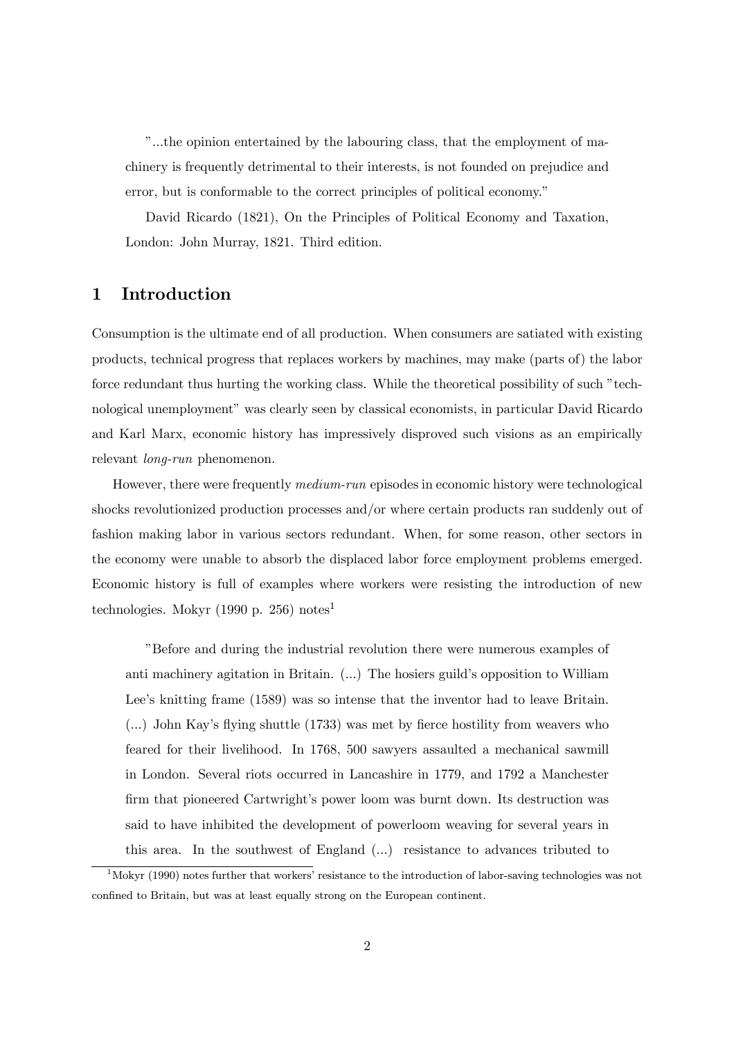"...the opinion entertained by the labouring class, that the employment of machinery is frequently detrimental to their interests, is not founded on prejudice and error, but is conformable to the correct principles of political economy."

David Ricardo (1821), On the Principles of Political Economy and Taxation, London: John Murray, 1821. Third edition.

## 1 Introduction

Consumption is the ultimate end of all production. When consumers are satiated with existing products, technical progress that replaces workers by machines, may make (parts of) the labor force redundant thus hurting the working class. While the theoretical possibility of such "technological unemployment" was clearly seen by classical economists, in particular David Ricardo and Karl Marx, economic history has impressively disproved such visions as an empirically relevant *long-run* phenomenon.

However, there were frequently *medium-run* episodes in economic history were technological shocks revolutionized production processes and/or where certain products ran suddenly out of fashion making labor in various sectors redundant. When, for some reason, other sectors in the economy were unable to absorb the displaced labor force employment problems emerged. Economic history is full of examples where workers were resisting the introduction of new technologies. Mokyr (1990 p. 256) notes[1]

> "Before and during the industrial revolution there were numerous examples of anti machinery agitation in Britain. (...) The hosiers guild's opposition to William Lee's knitting frame (1589) was so intense that the inventor had to leave Britain. (...) John Kay's flying shuttle (1733) was met by fierce hostility from weavers who feared for their livelihood. In 1768, 500 sawyers assaulted a mechanical sawmill in London. Several riots occurred in Lancashire in 1779, and 1792 a Manchester firm that pioneered Cartwright's power loom was burnt down. Its destruction was said to have inhibited the development of powerloom weaving for several years in this area. In the southwest of England (...) resistance to advances tributed to

[1] Mokyr (1990) notes further that workers' resistance to the introduction of labor-saving technologies was not confined to Britain, but was at least equally strong on the European continent.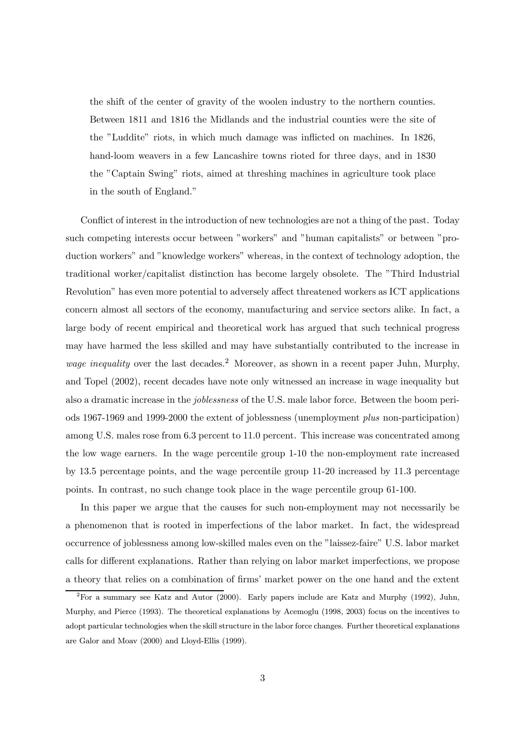the shift of the center of gravity of the woolen industry to the northern counties. Between 1811 and 1816 the Midlands and the industrial counties were the site of the "Luddite" riots, in which much damage was inflicted on machines. In 1826, hand-loom weavers in a few Lancashire towns rioted for three days, and in 1830 the "Captain Swing" riots, aimed at threshing machines in agriculture took place in the south of England."

Conflict of interest in the introduction of new technologies are not a thing of the past. Today such competing interests occur between "workers" and "human capitalists" or between "production workers" and "knowledge workers" whereas, in the context of technology adoption, the traditional worker/capitalist distinction has become largely obsolete. The "Third Industrial Revolution" has even more potential to adversely affect threatened workers as ICT applications concern almost all sectors of the economy, manufacturing and service sectors alike. In fact, a large body of recent empirical and theoretical work has argued that such technical progress may have harmed the less skilled and may have substantially contributed to the increase in *wage inequality* over the last decades.[2] Moreover, as shown in a recent paper Juhn, Murphy, and Topel (2002), recent decades have note only witnessed an increase in wage inequality but also a dramatic increase in the *joblessness* of the U.S. male labor force. Between the boom periods 1967-1969 and 1999-2000 the extent of joblessness (unemployment *plus* non-participation) among U.S. males rose from 6.3 percent to 11.0 percent. This increase was concentrated among the low wage earners. In the wage percentile group 1-10 the non-employment rate increased by 13.5 percentage points, and the wage percentile group 11-20 increased by 11.3 percentage points. In contrast, no such change took place in the wage percentile group 61-100.

In this paper we argue that the causes for such non-employment may not necessarily be a phenomenon that is rooted in imperfections of the labor market. In fact, the widespread occurrence of joblessness among low-skilled males even on the "laissez-faire" U.S. labor market calls for different explanations. Rather than relying on labor market imperfections, we propose a theory that relies on a combination of firms' market power on the one hand and the extent

[2] For a summary see Katz and Autor (2000). Early papers include are Katz and Murphy (1992), Juhn, Murphy, and Pierce (1993). The theoretical explanations by Acemoglu (1998, 2003) focus on the incentives to adopt particular technologies when the skill structure in the labor force changes. Further theoretical explanations are Galor and Moav (2000) and Lloyd-Ellis (1999).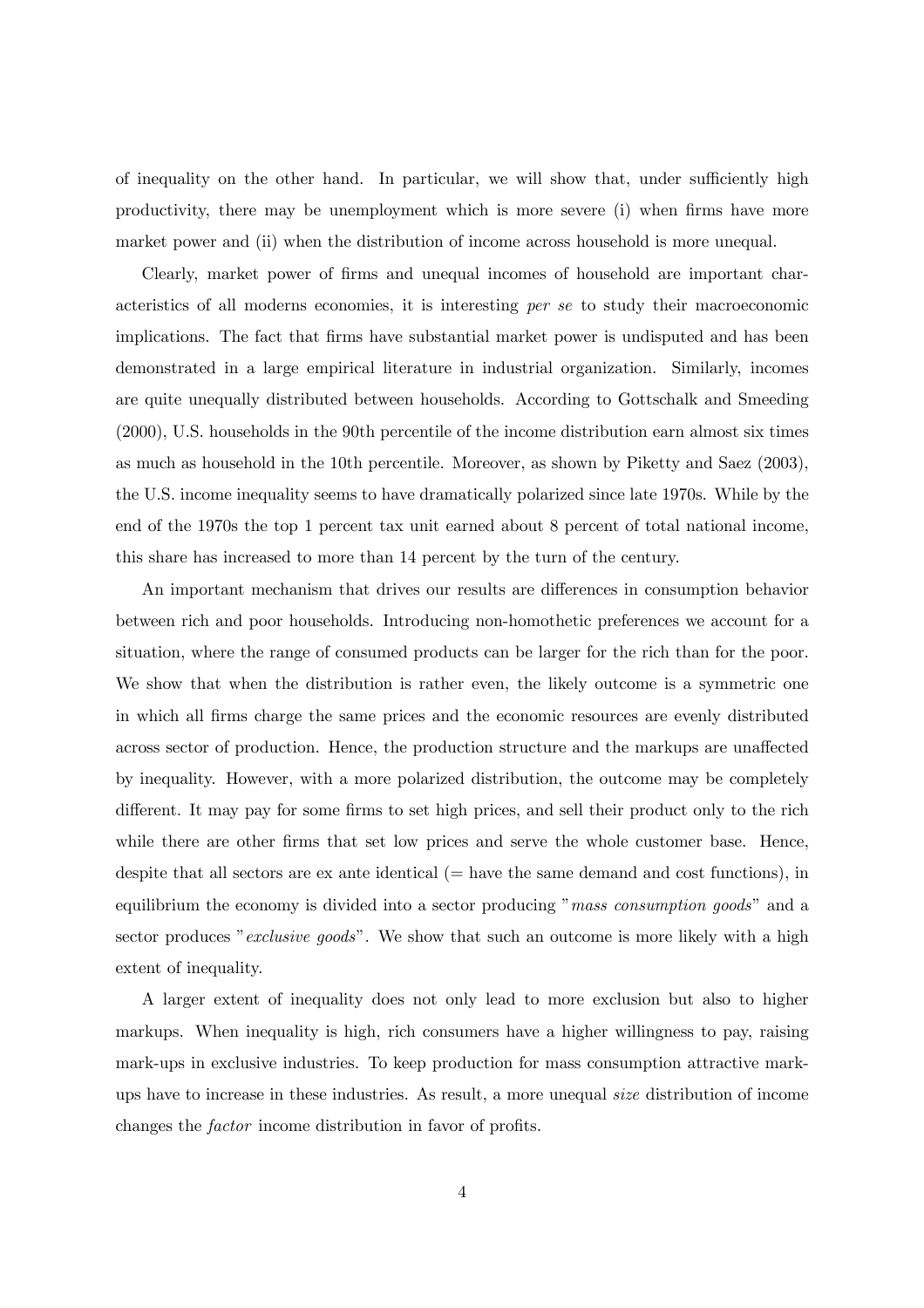of inequality on the other hand. In particular, we will show that, under sufficiently high productivity, there may be unemployment which is more severe (i) when firms have more market power and (ii) when the distribution of income across household is more unequal.

Clearly, market power of firms and unequal incomes of household are important characteristics of all moderns economies, it is interesting *per se* to study their macroeconomic implications. The fact that firms have substantial market power is undisputed and has been demonstrated in a large empirical literature in industrial organization. Similarly, incomes are quite unequally distributed between households. According to Gottschalk and Smeeding (2000), U.S. households in the 90th percentile of the income distribution earn almost six times as much as household in the 10th percentile. Moreover, as shown by Piketty and Saez (2003), the U.S. income inequality seems to have dramatically polarized since late 1970s. While by the end of the 1970s the top 1 percent tax unit earned about 8 percent of total national income, this share has increased to more than 14 percent by the turn of the century.

An important mechanism that drives our results are differences in consumption behavior between rich and poor households. Introducing non-homothetic preferences we account for a situation, where the range of consumed products can be larger for the rich than for the poor. We show that when the distribution is rather even, the likely outcome is a symmetric one in which all firms charge the same prices and the economic resources are evenly distributed across sector of production. Hence, the production structure and the markups are unaffected by inequality. However, with a more polarized distribution, the outcome may be completely different. It may pay for some firms to set high prices, and sell their product only to the rich while there are other firms that set low prices and serve the whole customer base. Hence, despite that all sectors are ex ante identical (= have the same demand and cost functions), in equilibrium the economy is divided into a sector producing "*mass consumption goods*" and a sector produces "*exclusive goods*". We show that such an outcome is more likely with a high extent of inequality.

A larger extent of inequality does not only lead to more exclusion but also to higher markups. When inequality is high, rich consumers have a higher willingness to pay, raising mark-ups in exclusive industries. To keep production for mass consumption attractive markups have to increase in these industries. As result, a more unequal *size* distribution of income changes the *factor* income distribution in favor of profits.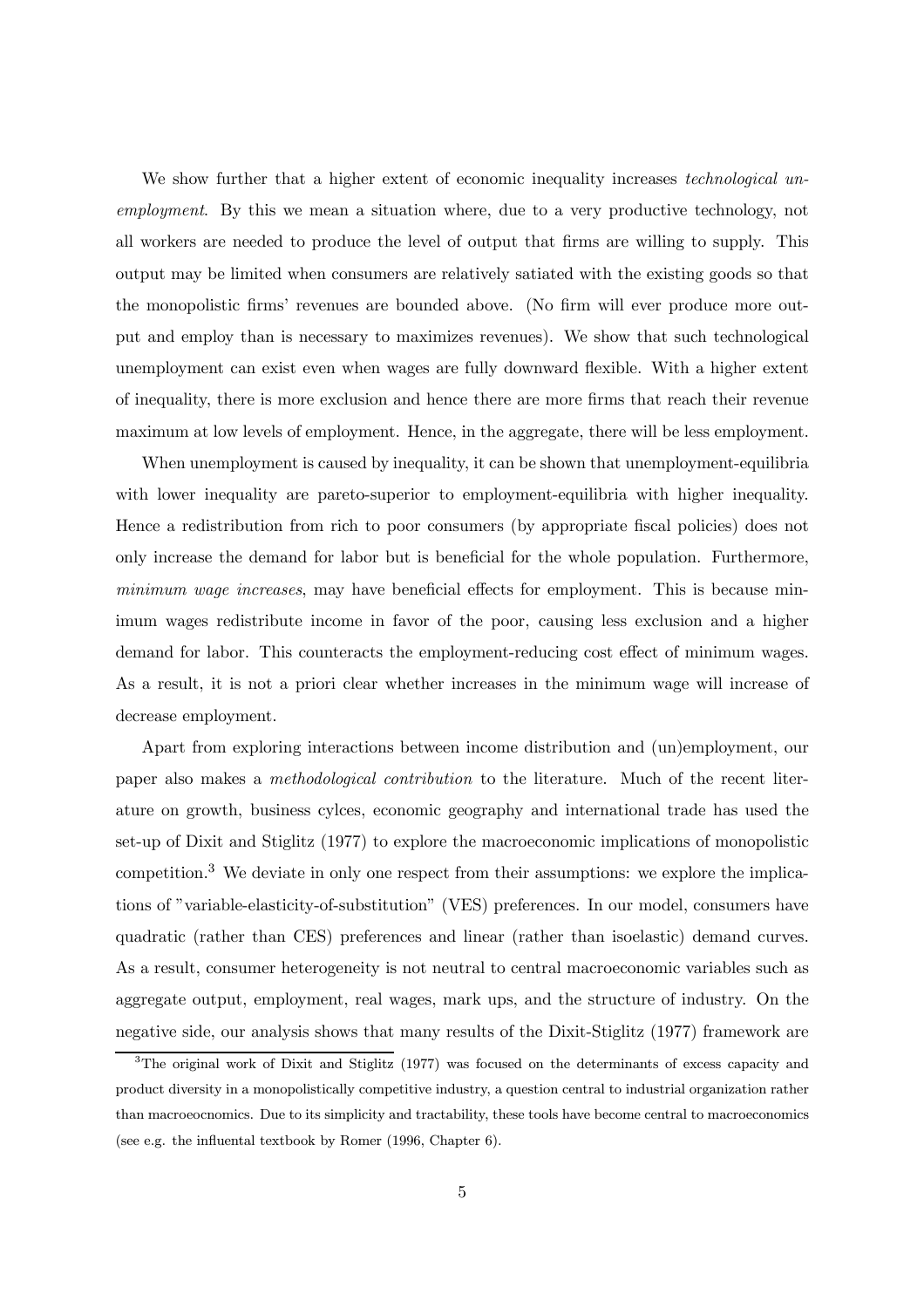We show further that a higher extent of economic inequality increases *technological unemployment*. By this we mean a situation where, due to a very productive technology, not all workers are needed to produce the level of output that firms are willing to supply. This output may be limited when consumers are relatively satiated with the existing goods so that the monopolistic firms' revenues are bounded above. (No firm will ever produce more output and employ than is necessary to maximizes revenues). We show that such technological unemployment can exist even when wages are fully downward flexible. With a higher extent of inequality, there is more exclusion and hence there are more firms that reach their revenue maximum at low levels of employment. Hence, in the aggregate, there will be less employment.

When unemployment is caused by inequality, it can be shown that unemployment-equilibria with lower inequality are pareto-superior to employment-equilibria with higher inequality. Hence a redistribution from rich to poor consumers (by appropriate fiscal policies) does not only increase the demand for labor but is beneficial for the whole population. Furthermore, *minimum wage increases*, may have beneficial effects for employment. This is because minimum wages redistribute income in favor of the poor, causing less exclusion and a higher demand for labor. This counteracts the employment-reducing cost effect of minimum wages. As a result, it is not a priori clear whether increases in the minimum wage will increase of decrease employment.

Apart from exploring interactions between income distribution and (un)employment, our paper also makes a *methodological contribution* to the literature. Much of the recent literature on growth, business cylces, economic geography and international trade has used the set-up of Dixit and Stiglitz (1977) to explore the macroeconomic implications of monopolistic competition.[3] We deviate in only one respect from their assumptions: we explore the implications of "variable-elasticity-of-substitution" (VES) preferences. In our model, consumers have quadratic (rather than CES) preferences and linear (rather than isoelastic) demand curves. As a result, consumer heterogeneity is not neutral to central macroeconomic variables such as aggregate output, employment, real wages, mark ups, and the structure of industry. On the negative side, our analysis shows that many results of the Dixit-Stiglitz (1977) framework are

[3] The original work of Dixit and Stiglitz (1977) was focused on the determinants of excess capacity and product diversity in a monopolistically competitive industry, a question central to industrial organization rather than macroeocnomics. Due to its simplicity and tractability, these tools have become central to macroeconomics (see e.g. the influental textbook by Romer (1996, Chapter 6).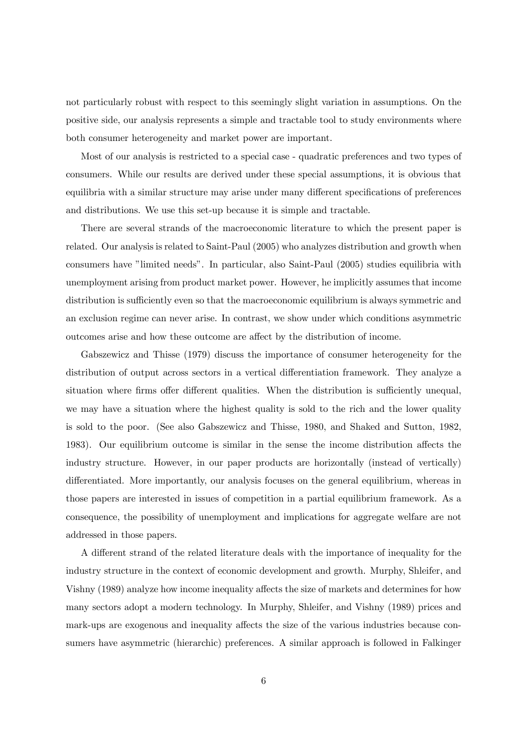not particularly robust with respect to this seemingly slight variation in assumptions. On the positive side, our analysis represents a simple and tractable tool to study environments where both consumer heterogeneity and market power are important.

Most of our analysis is restricted to a special case - quadratic preferences and two types of consumers. While our results are derived under these special assumptions, it is obvious that equilibria with a similar structure may arise under many different specifications of preferences and distributions. We use this set-up because it is simple and tractable.

There are several strands of the macroeconomic literature to which the present paper is related. Our analysis is related to Saint-Paul (2005) who analyzes distribution and growth when consumers have "limited needs". In particular, also Saint-Paul (2005) studies equilibria with unemployment arising from product market power. However, he implicitly assumes that income distribution is sufficiently even so that the macroeconomic equilibrium is always symmetric and an exclusion regime can never arise. In contrast, we show under which conditions asymmetric outcomes arise and how these outcome are affect by the distribution of income.

Gabszewicz and Thisse (1979) discuss the importance of consumer heterogeneity for the distribution of output across sectors in a vertical differentiation framework. They analyze a situation where firms offer different qualities. When the distribution is sufficiently unequal, we may have a situation where the highest quality is sold to the rich and the lower quality is sold to the poor. (See also Gabszewicz and Thisse, 1980, and Shaked and Sutton, 1982, 1983). Our equilibrium outcome is similar in the sense the income distribution affects the industry structure. However, in our paper products are horizontally (instead of vertically) differentiated. More importantly, our analysis focuses on the general equilibrium, whereas in those papers are interested in issues of competition in a partial equilibrium framework. As a consequence, the possibility of unemployment and implications for aggregate welfare are not addressed in those papers.

A different strand of the related literature deals with the importance of inequality for the industry structure in the context of economic development and growth. Murphy, Shleifer, and Vishny (1989) analyze how income inequality affects the size of markets and determines for how many sectors adopt a modern technology. In Murphy, Shleifer, and Vishny (1989) prices and mark-ups are exogenous and inequality affects the size of the various industries because consumers have asymmetric (hierarchic) preferences. A similar approach is followed in Falkinger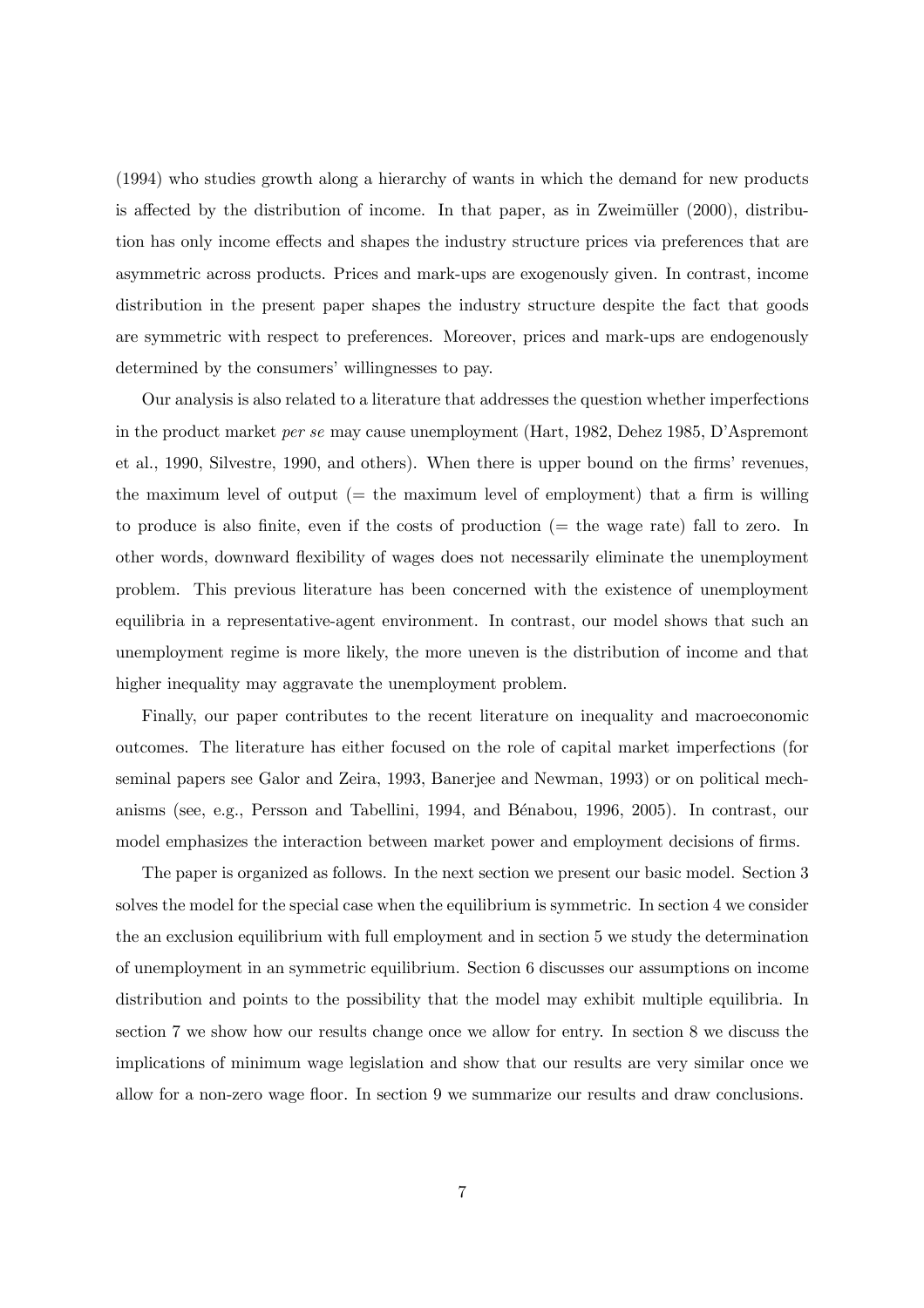(1994) who studies growth along a hierarchy of wants in which the demand for new products is affected by the distribution of income. In that paper, as in Zweimüller (2000), distribution has only income effects and shapes the industry structure prices via preferences that are asymmetric across products. Prices and mark-ups are exogenously given. In contrast, income distribution in the present paper shapes the industry structure despite the fact that goods are symmetric with respect to preferences. Moreover, prices and mark-ups are endogenously determined by the consumers' willingnesses to pay.

Our analysis is also related to a literature that addresses the question whether imperfections in the product market *per se* may cause unemployment (Hart, 1982, Dehez 1985, D'Aspremont et al., 1990, Silvestre, 1990, and others). When there is upper bound on the firms' revenues, the maximum level of output (= the maximum level of employment) that a firm is willing to produce is also finite, even if the costs of production (= the wage rate) fall to zero. In other words, downward flexibility of wages does not necessarily eliminate the unemployment problem. This previous literature has been concerned with the existence of unemployment equilibria in a representative-agent environment. In contrast, our model shows that such an unemployment regime is more likely, the more uneven is the distribution of income and that higher inequality may aggravate the unemployment problem.

Finally, our paper contributes to the recent literature on inequality and macroeconomic outcomes. The literature has either focused on the role of capital market imperfections (for seminal papers see Galor and Zeira, 1993, Banerjee and Newman, 1993) or on political mechanisms (see, e.g., Persson and Tabellini, 1994, and Bénabou, 1996, 2005). In contrast, our model emphasizes the interaction between market power and employment decisions of firms.

The paper is organized as follows. In the next section we present our basic model. Section 3 solves the model for the special case when the equilibrium is symmetric. In section 4 we consider the an exclusion equilibrium with full employment and in section 5 we study the determination of unemployment in an symmetric equilibrium. Section 6 discusses our assumptions on income distribution and points to the possibility that the model may exhibit multiple equilibria. In section 7 we show how our results change once we allow for entry. In section 8 we discuss the implications of minimum wage legislation and show that our results are very similar once we allow for a non-zero wage floor. In section 9 we summarize our results and draw conclusions.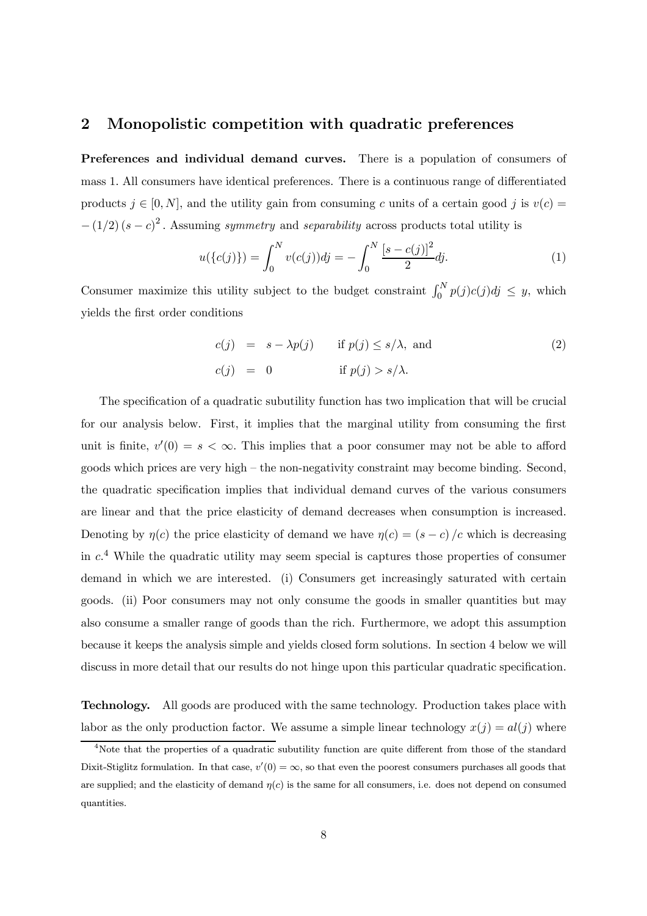## 2 Monopolistic competition with quadratic preferences

**Preferences and individual demand curves.** There is a population of consumers of mass 1. All consumers have identical preferences. There is a continuous range of differentiated products $j \in [0, N]$, and the utility gain from consuming $c$ units of a certain good $j$ is $v(c) = -(1/2)(s-c)^2$. Assuming *symmetry* and *separability* across products total utility is

$$u(\{c(j)\}) = \int_0^N v(c(j))dj = -\int_0^N \frac{[s - c(j)]^2}{2} dj. \tag{1}$$

Consumer maximize this utility subject to the budget constraint $\int_0^N p(j)c(j)dj \leq y$, which yields the first order conditions

$$\begin{aligned} c(j) &= s - \lambda p(j) \qquad \text{if } p(j) \leq s/\lambda, \text{ and} \\ c(j) &= 0 \qquad \qquad \text{if } p(j) > s/\lambda. \end{aligned} \tag{2}$$

The specification of a quadratic subutility function has two implication that will be crucial for our analysis below. First, it implies that the marginal utility from consuming the first unit is finite, $v'(0) = s < \infty$. This implies that a poor consumer may not be able to afford goods which prices are very high – the non-negativity constraint may become binding. Second, the quadratic specification implies that individual demand curves of the various consumers are linear and that the price elasticity of demand decreases when consumption is increased. Denoting by $\eta(c)$ the price elasticity of demand we have $\eta(c) = (s-c)/c$ which is decreasing in $c$.[4] While the quadratic utility may seem special is captures those properties of consumer demand in which we are interested. (i) Consumers get increasingly saturated with certain goods. (ii) Poor consumers may not only consume the goods in smaller quantities but may also consume a smaller range of goods than the rich. Furthermore, we adopt this assumption because it keeps the analysis simple and yields closed form solutions. In section 4 below we will discuss in more detail that our results do not hinge upon this particular quadratic specification.

**Technology.** All goods are produced with the same technology. Production takes place with labor as the only production factor. We assume a simple linear technology $x(j) = al(j)$ where

[4] Note that the properties of a quadratic subutility function are quite different from those of the standard Dixit-Stiglitz formulation. In that case, $v'(0) = \infty$, so that even the poorest consumers purchases all goods that are supplied; and the elasticity of demand $\eta(c)$ is the same for all consumers, i.e. does not depend on consumed quantities.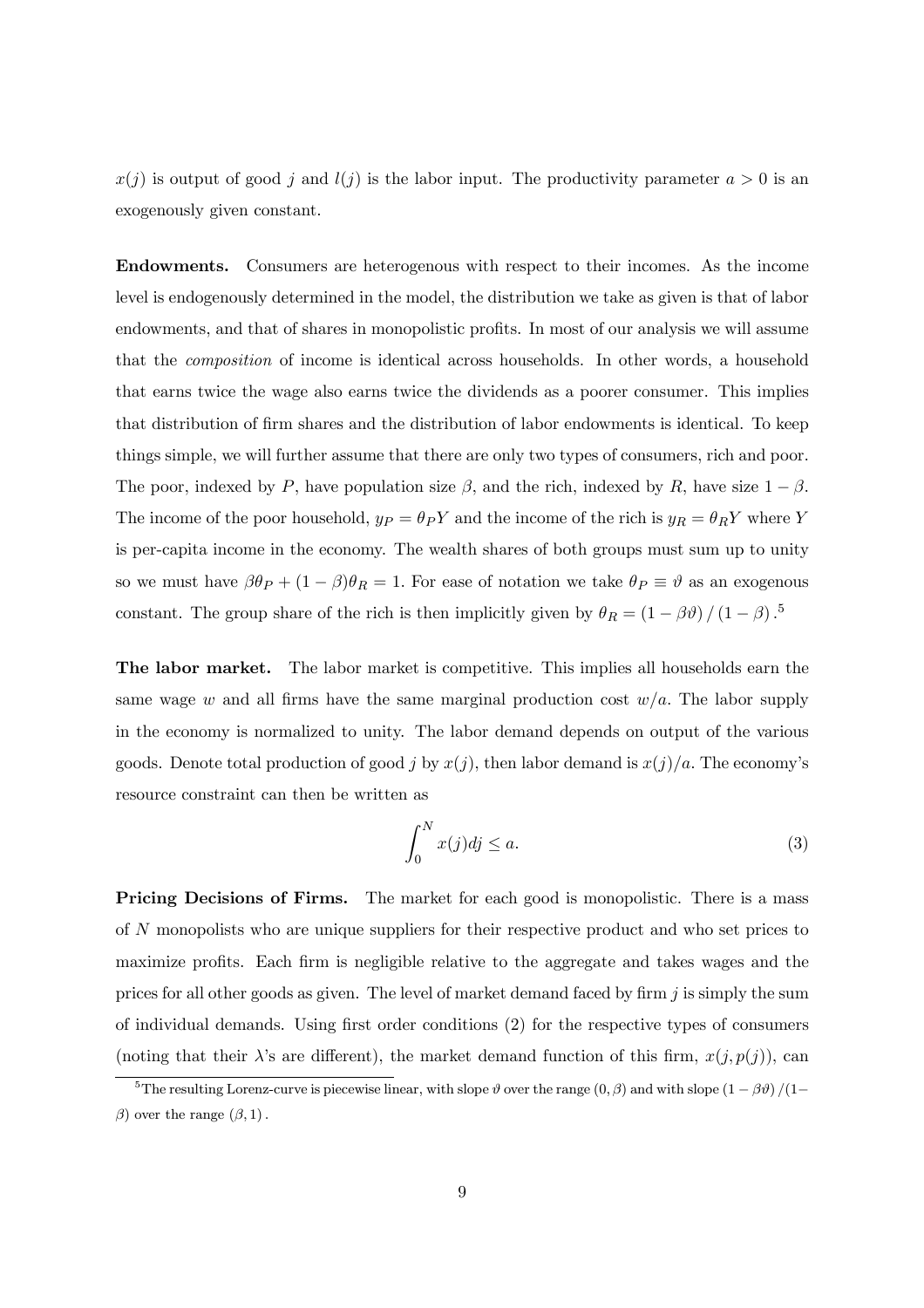$x(j)$ is output of good $j$ and $l(j)$ is the labor input. The productivity parameter $a > 0$ is an exogenously given constant.

**Endowments.** Consumers are heterogenous with respect to their incomes. As the income level is endogenously determined in the model, the distribution we take as given is that of labor endowments, and that of shares in monopolistic profits. In most of our analysis we will assume that the *composition* of income is identical across households. In other words, a household that earns twice the wage also earns twice the dividends as a poorer consumer. This implies that distribution of firm shares and the distribution of labor endowments is identical. To keep things simple, we will further assume that there are only two types of consumers, rich and poor. The poor, indexed by $P$, have population size $\beta$, and the rich, indexed by $R$, have size $1 - \beta$. The income of the poor household, $y_P = \theta_P Y$ and the income of the rich is $y_R = \theta_R Y$ where $Y$ is per-capita income in the economy. The wealth shares of both groups must sum up to unity so we must have $\beta\theta_P + (1 - \beta)\theta_R = 1$. For ease of notation we take $\theta_P \equiv \vartheta$ as an exogenous constant. The group share of the rich is then implicitly given by $\theta_R = (1 - \beta\vartheta) / (1 - \beta)$.[5]

**The labor market.** The labor market is competitive. This implies all households earn the same wage $w$ and all firms have the same marginal production cost $w/a$. The labor supply in the economy is normalized to unity. The labor demand depends on output of the various goods. Denote total production of good $j$ by $x(j)$, then labor demand is $x(j)/a$. The economy's resource constraint can then be written as

$$\int_0^N x(j)dj \leq a. \tag{3}$$

**Pricing Decisions of Firms.** The market for each good is monopolistic. There is a mass of $N$ monopolists who are unique suppliers for their respective product and who set prices to maximize profits. Each firm is negligible relative to the aggregate and takes wages and the prices for all other goods as given. The level of market demand faced by firm $j$ is simply the sum of individual demands. Using first order conditions (2) for the respective types of consumers (noting that their $\lambda$'s are different), the market demand function of this firm, $x(j, p(j))$, can

[5]The resulting Lorenz-curve is piecewise linear, with slope $\vartheta$ over the range $(0, \beta)$ and with slope $(1 - \beta\vartheta)/(1-\beta)$ over the range $(\beta, 1)$.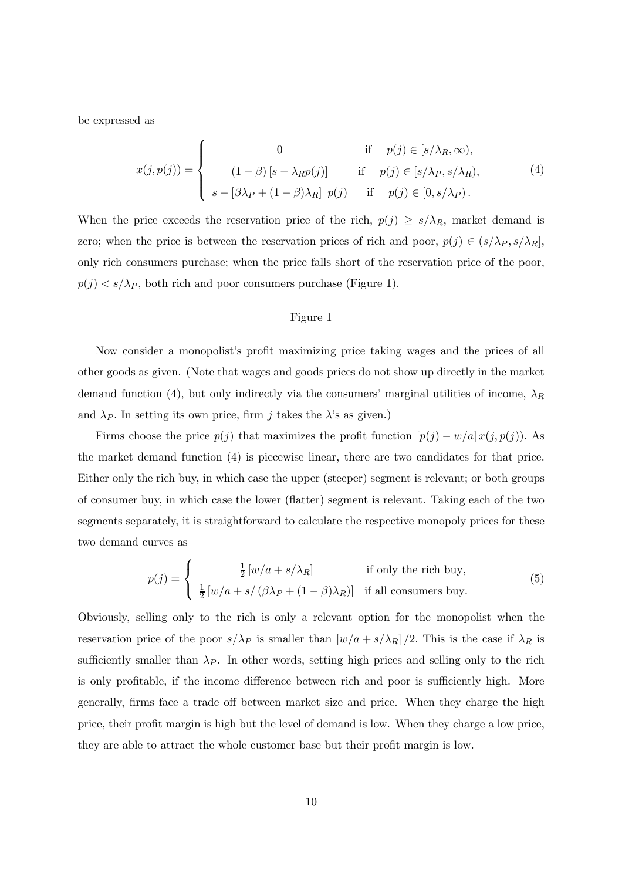be expressed as

$$x(j,p(j)) = \begin{cases} 0 & \text{if} \quad p(j) \in [s/\lambda_R, \infty), \\ (1-\beta)\left[s - \lambda_R p(j)\right] & \text{if} \quad p(j) \in [s/\lambda_P, s/\lambda_R), \\ s - \left[\beta\lambda_P + (1-\beta)\lambda_R\right] \ p(j) & \text{if} \quad p(j) \in [0, s/\lambda_P). \end{cases} \tag{4}$$

When the price exceeds the reservation price of the rich, $p(j) \geq s/\lambda_R$, market demand is zero; when the price is between the reservation prices of rich and poor, $p(j) \in (s/\lambda_P, s/\lambda_R]$, only rich consumers purchase; when the price falls short of the reservation price of the poor, $p(j) < s/\lambda_P$, both rich and poor consumers purchase (Figure 1).

Figure 1

Now consider a monopolist's profit maximizing price taking wages and the prices of all other goods as given. (Note that wages and goods prices do not show up directly in the market demand function (4), but only indirectly via the consumers' marginal utilities of income, $\lambda_R$ and $\lambda_P$. In setting its own price, firm $j$ takes the $\lambda$'s as given.)

Firms choose the price $p(j)$ that maximizes the profit function $[p(j) - w/a]\, x(j, p(j))$. As the market demand function (4) is piecewise linear, there are two candidates for that price. Either only the rich buy, in which case the upper (steeper) segment is relevant; or both groups of consumer buy, in which case the lower (flatter) segment is relevant. Taking each of the two segments separately, it is straightforward to calculate the respective monopoly prices for these two demand curves as

$$p(j) = \begin{cases} \frac{1}{2}\left[w/a + s/\lambda_R\right] & \text{if only the rich buy,} \\ \frac{1}{2}\left[w/a + s/\left(\beta\lambda_P + (1-\beta)\lambda_R\right)\right] & \text{if all consumers buy.} \end{cases} \tag{5}$$

Obviously, selling only to the rich is only a relevant option for the monopolist when the reservation price of the poor $s/\lambda_P$ is smaller than $\left[w/a + s/\lambda_R\right]/2$. This is the case if $\lambda_R$ is sufficiently smaller than $\lambda_P$. In other words, setting high prices and selling only to the rich is only profitable, if the income difference between rich and poor is sufficiently high. More generally, firms face a trade off between market size and price. When they charge the high price, their profit margin is high but the level of demand is low. When they charge a low price, they are able to attract the whole customer base but their profit margin is low.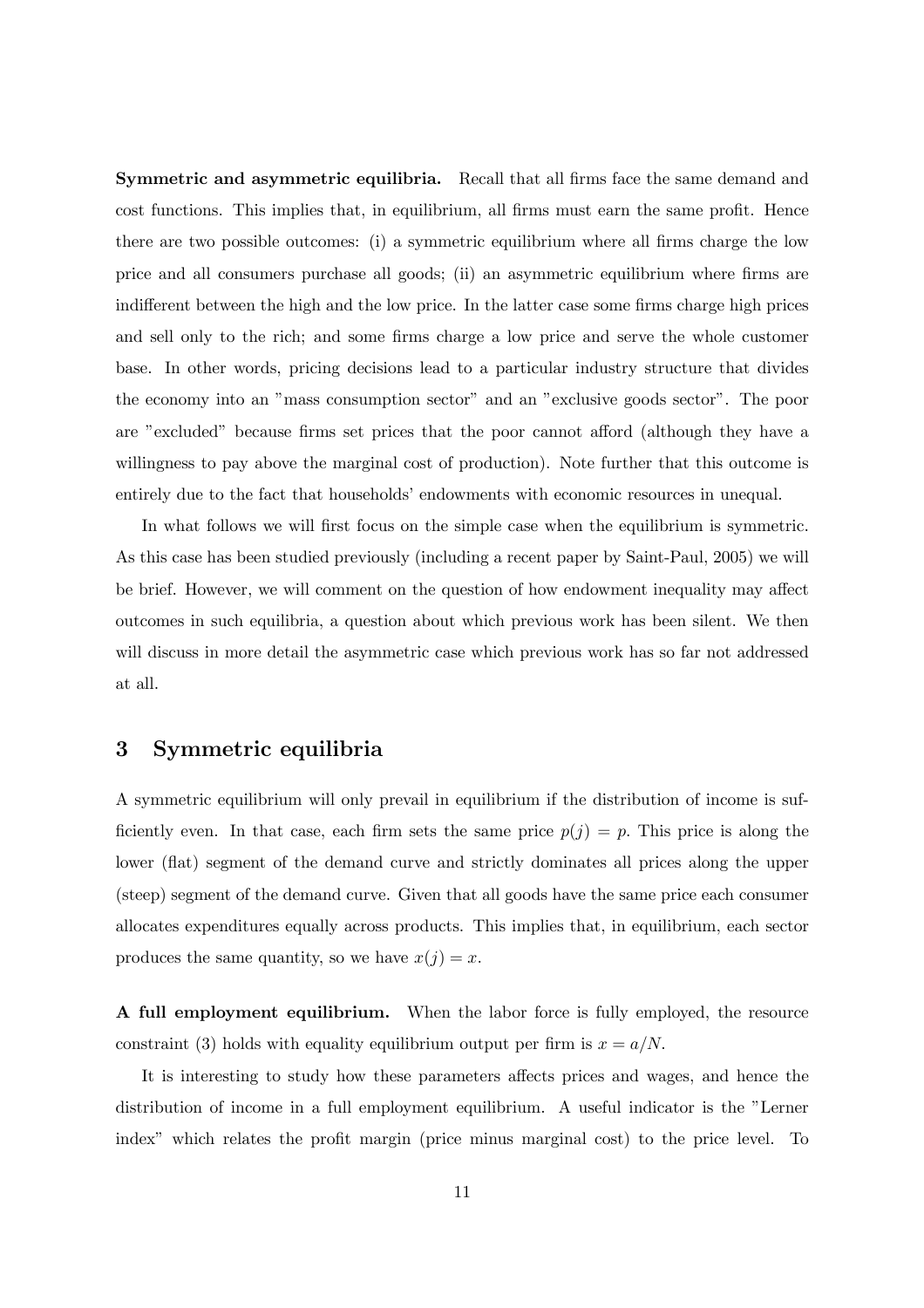**Symmetric and asymmetric equilibria.** Recall that all firms face the same demand and cost functions. This implies that, in equilibrium, all firms must earn the same profit. Hence there are two possible outcomes: (i) a symmetric equilibrium where all firms charge the low price and all consumers purchase all goods; (ii) an asymmetric equilibrium where firms are indifferent between the high and the low price. In the latter case some firms charge high prices and sell only to the rich; and some firms charge a low price and serve the whole customer base. In other words, pricing decisions lead to a particular industry structure that divides the economy into an "mass consumption sector" and an "exclusive goods sector". The poor are "excluded" because firms set prices that the poor cannot afford (although they have a willingness to pay above the marginal cost of production). Note further that this outcome is entirely due to the fact that households' endowments with economic resources in unequal.

In what follows we will first focus on the simple case when the equilibrium is symmetric. As this case has been studied previously (including a recent paper by Saint-Paul, 2005) we will be brief. However, we will comment on the question of how endowment inequality may affect outcomes in such equilibria, a question about which previous work has been silent. We then will discuss in more detail the asymmetric case which previous work has so far not addressed at all.

# 3 Symmetric equilibria

A symmetric equilibrium will only prevail in equilibrium if the distribution of income is sufficiently even. In that case, each firm sets the same price $p(j) = p$. This price is along the lower (flat) segment of the demand curve and strictly dominates all prices along the upper (steep) segment of the demand curve. Given that all goods have the same price each consumer allocates expenditures equally across products. This implies that, in equilibrium, each sector produces the same quantity, so we have $x(j) = x$.

**A full employment equilibrium.** When the labor force is fully employed, the resource constraint (3) holds with equality equilibrium output per firm is $x = a/N$.

It is interesting to study how these parameters affects prices and wages, and hence the distribution of income in a full employment equilibrium. A useful indicator is the "Lerner index" which relates the profit margin (price minus marginal cost) to the price level. To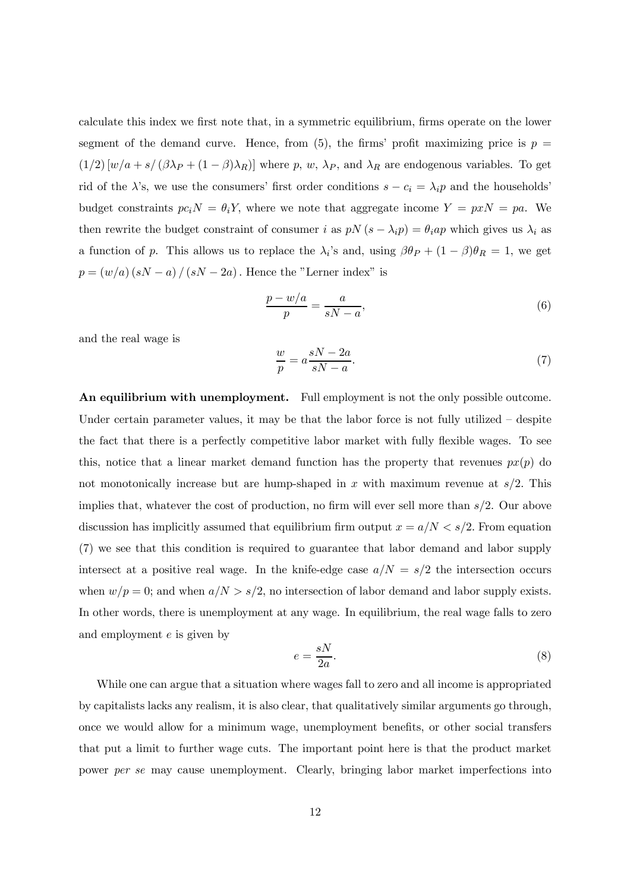calculate this index we first note that, in a symmetric equilibrium, firms operate on the lower segment of the demand curve. Hence, from (5), the firms' profit maximizing price is $p = (1/2)\left[w/a + s/\left(\beta\lambda_P + (1-\beta)\lambda_R\right)\right]$ where $p$, $w$, $\lambda_P$, and $\lambda_R$ are endogenous variables. To get rid of the $\lambda$'s, we use the consumers' first order conditions $s - c_i = \lambda_i p$ and the households' budget constraints $pc_i N = \theta_i Y$, where we note that aggregate income $Y = pxN = pa$. We then rewrite the budget constraint of consumer $i$ as $pN(s - \lambda_i p) = \theta_i ap$ which gives us $\lambda_i$ as a function of $p$. This allows us to replace the $\lambda_i$'s and, using $\beta\theta_P + (1-\beta)\theta_R = 1$, we get $p = (w/a)(sN - a)/(sN - 2a)$. Hence the "Lerner index" is

$$\frac{p - w/a}{p} = \frac{a}{sN - a}, \tag{6}$$

and the real wage is

$$\frac{w}{p} = a\frac{sN - 2a}{sN - a}. \tag{7}$$

**An equilibrium with unemployment.** Full employment is not the only possible outcome. Under certain parameter values, it may be that the labor force is not fully utilized – despite the fact that there is a perfectly competitive labor market with fully flexible wages. To see this, notice that a linear market demand function has the property that revenues $px(p)$ do not monotonically increase but are hump-shaped in $x$ with maximum revenue at $s/2$. This implies that, whatever the cost of production, no firm will ever sell more than $s/2$. Our above discussion has implicitly assumed that equilibrium firm output $x = a/N < s/2$. From equation (7) we see that this condition is required to guarantee that labor demand and labor supply intersect at a positive real wage. In the knife-edge case $a/N = s/2$ the intersection occurs when $w/p = 0$; and when $a/N > s/2$, no intersection of labor demand and labor supply exists. In other words, there is unemployment at any wage. In equilibrium, the real wage falls to zero and employment $e$ is given by

$$e = \frac{sN}{2a}. \tag{8}$$

While one can argue that a situation where wages fall to zero and all income is appropriated by capitalists lacks any realism, it is also clear, that qualitatively similar arguments go through, once we would allow for a minimum wage, unemployment benefits, or other social transfers that put a limit to further wage cuts. The important point here is that the product market power *per se* may cause unemployment. Clearly, bringing labor market imperfections into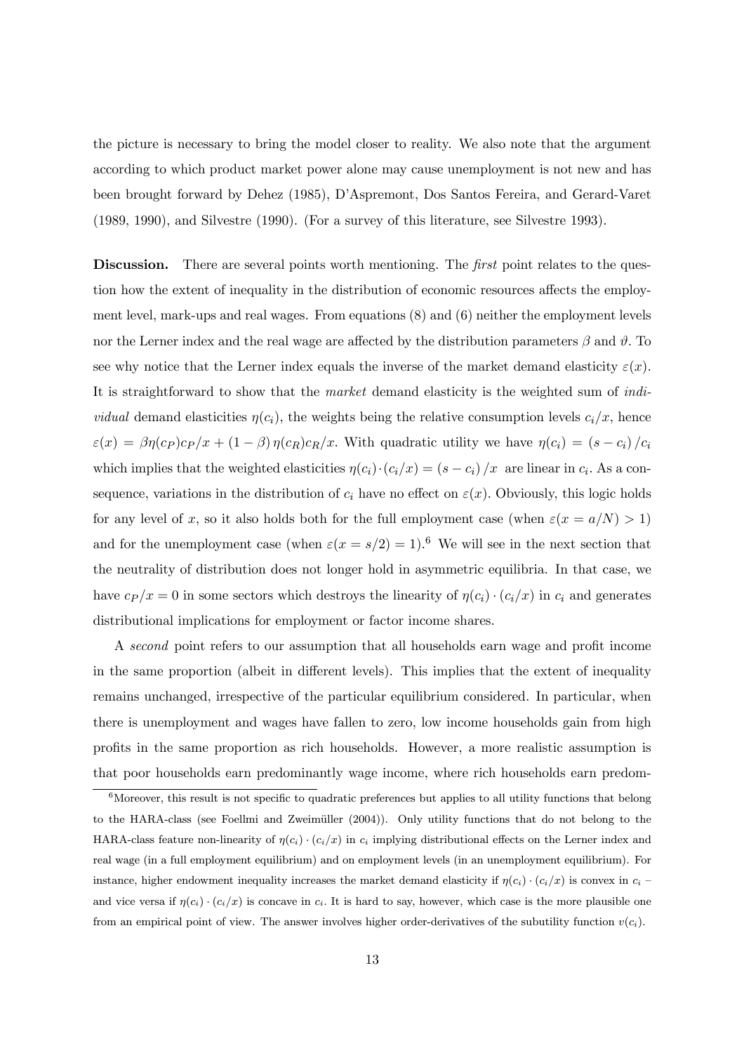the picture is necessary to bring the model closer to reality. We also note that the argument according to which product market power alone may cause unemployment is not new and has been brought forward by Dehez (1985), D'Aspremont, Dos Santos Fereira, and Gerard-Varet (1989, 1990), and Silvestre (1990). (For a survey of this literature, see Silvestre 1993).

**Discussion.** There are several points worth mentioning. The *first* point relates to the question how the extent of inequality in the distribution of economic resources affects the employment level, mark-ups and real wages. From equations (8) and (6) neither the employment levels nor the Lerner index and the real wage are affected by the distribution parameters $\beta$ and $\vartheta$. To see why notice that the Lerner index equals the inverse of the market demand elasticity $\varepsilon(x)$. It is straightforward to show that the *market* demand elasticity is the weighted sum of *individual* demand elasticities $\eta(c_i)$, the weights being the relative consumption levels $c_i/x$, hence $\varepsilon(x) = \beta\eta(c_P)c_P/x + (1-\beta)\,\eta(c_R)c_R/x$. With quadratic utility we have $\eta(c_i) = (s - c_i)/c_i$ which implies that the weighted elasticities $\eta(c_i)\cdot(c_i/x) = (s - c_i)/x$ are linear in $c_i$. As a consequence, variations in the distribution of $c_i$ have no effect on $\varepsilon(x)$. Obviously, this logic holds for any level of $x$, so it also holds both for the full employment case (when $\varepsilon(x = a/N) > 1$) and for the unemployment case (when $\varepsilon(x = s/2) = 1$).[6] We will see in the next section that the neutrality of distribution does not longer hold in asymmetric equilibria. In that case, we have $c_P/x = 0$ in some sectors which destroys the linearity of $\eta(c_i)\cdot(c_i/x)$ in $c_i$ and generates distributional implications for employment or factor income shares.

A *second* point refers to our assumption that all households earn wage and profit income in the same proportion (albeit in different levels). This implies that the extent of inequality remains unchanged, irrespective of the particular equilibrium considered. In particular, when there is unemployment and wages have fallen to zero, low income households gain from high profits in the same proportion as rich households. However, a more realistic assumption is that poor households earn predominantly wage income, where rich households earn predom-

[6] Moreover, this result is not specific to quadratic preferences but applies to all utility functions that belong to the HARA-class (see Foellmi and Zweimüller (2004)). Only utility functions that do not belong to the HARA-class feature non-linearity of $\eta(c_i)\cdot(c_i/x)$ in $c_i$ implying distributional effects on the Lerner index and real wage (in a full employment equilibrium) and on employment levels (in an unemployment equilibrium). For instance, higher endowment inequality increases the market demand elasticity if $\eta(c_i)\cdot(c_i/x)$ is convex in $c_i$ – and vice versa if $\eta(c_i)\cdot(c_i/x)$ is concave in $c_i$. It is hard to say, however, which case is the more plausible one from an empirical point of view. The answer involves higher order-derivatives of the subutility function $v(c_i)$.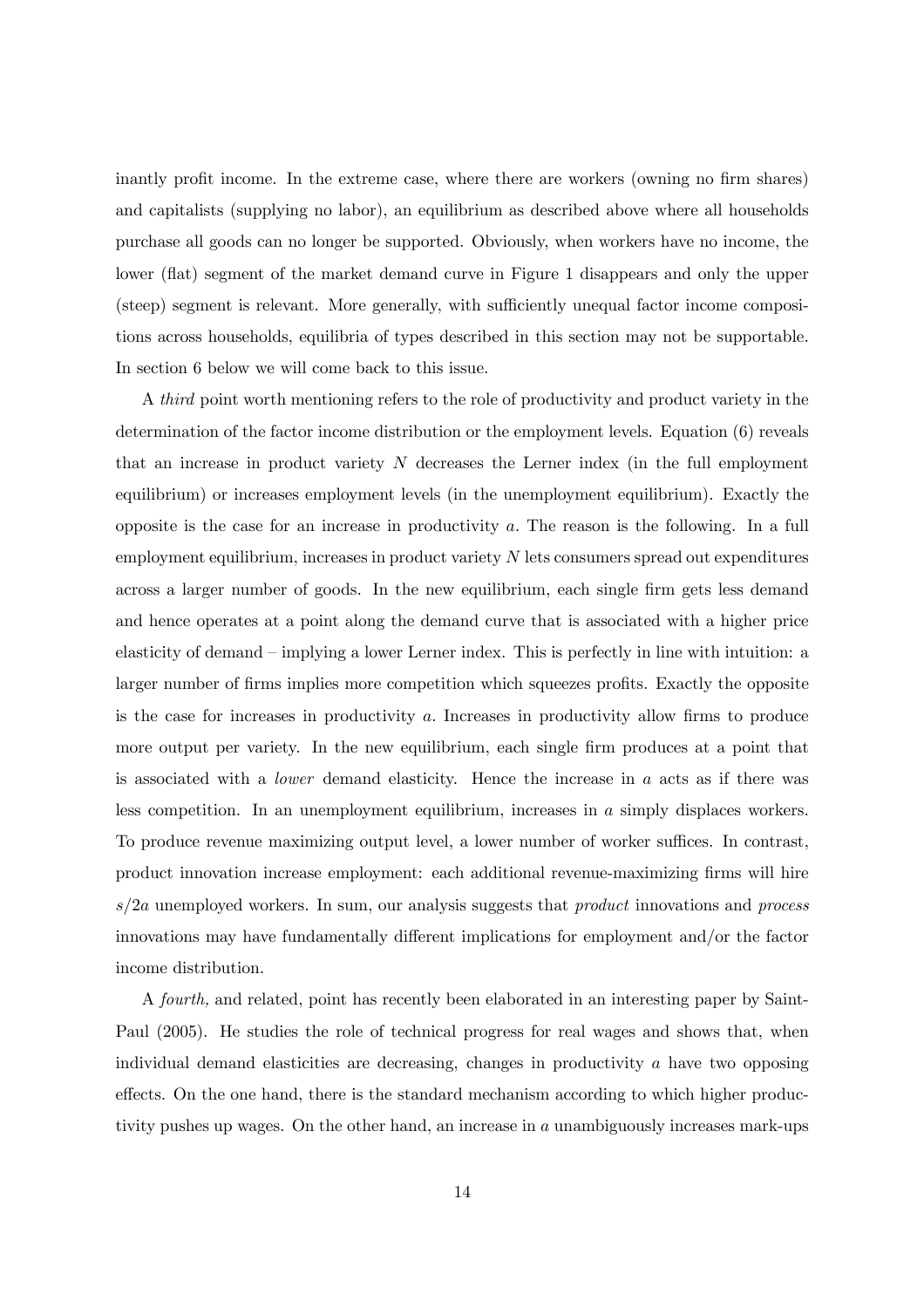inantly profit income. In the extreme case, where there are workers (owning no firm shares) and capitalists (supplying no labor), an equilibrium as described above where all households purchase all goods can no longer be supported. Obviously, when workers have no income, the lower (flat) segment of the market demand curve in Figure 1 disappears and only the upper (steep) segment is relevant. More generally, with sufficiently unequal factor income compositions across households, equilibria of types described in this section may not be supportable. In section 6 below we will come back to this issue.

A *third* point worth mentioning refers to the role of productivity and product variety in the determination of the factor income distribution or the employment levels. Equation (6) reveals that an increase in product variety $N$ decreases the Lerner index (in the full employment equilibrium) or increases employment levels (in the unemployment equilibrium). Exactly the opposite is the case for an increase in productivity $a$. The reason is the following. In a full employment equilibrium, increases in product variety $N$ lets consumers spread out expenditures across a larger number of goods. In the new equilibrium, each single firm gets less demand and hence operates at a point along the demand curve that is associated with a higher price elasticity of demand – implying a lower Lerner index. This is perfectly in line with intuition: a larger number of firms implies more competition which squeezes profits. Exactly the opposite is the case for increases in productivity $a$. Increases in productivity allow firms to produce more output per variety. In the new equilibrium, each single firm produces at a point that is associated with a *lower* demand elasticity. Hence the increase in $a$ acts as if there was less competition. In an unemployment equilibrium, increases in $a$ simply displaces workers. To produce revenue maximizing output level, a lower number of worker suffices. In contrast, product innovation increase employment: each additional revenue-maximizing firms will hire $s/2a$ unemployed workers. In sum, our analysis suggests that *product* innovations and *process* innovations may have fundamentally different implications for employment and/or the factor income distribution.

A *fourth,* and related, point has recently been elaborated in an interesting paper by Saint-Paul (2005). He studies the role of technical progress for real wages and shows that, when individual demand elasticities are decreasing, changes in productivity $a$ have two opposing effects. On the one hand, there is the standard mechanism according to which higher productivity pushes up wages. On the other hand, an increase in $a$ unambiguously increases mark-ups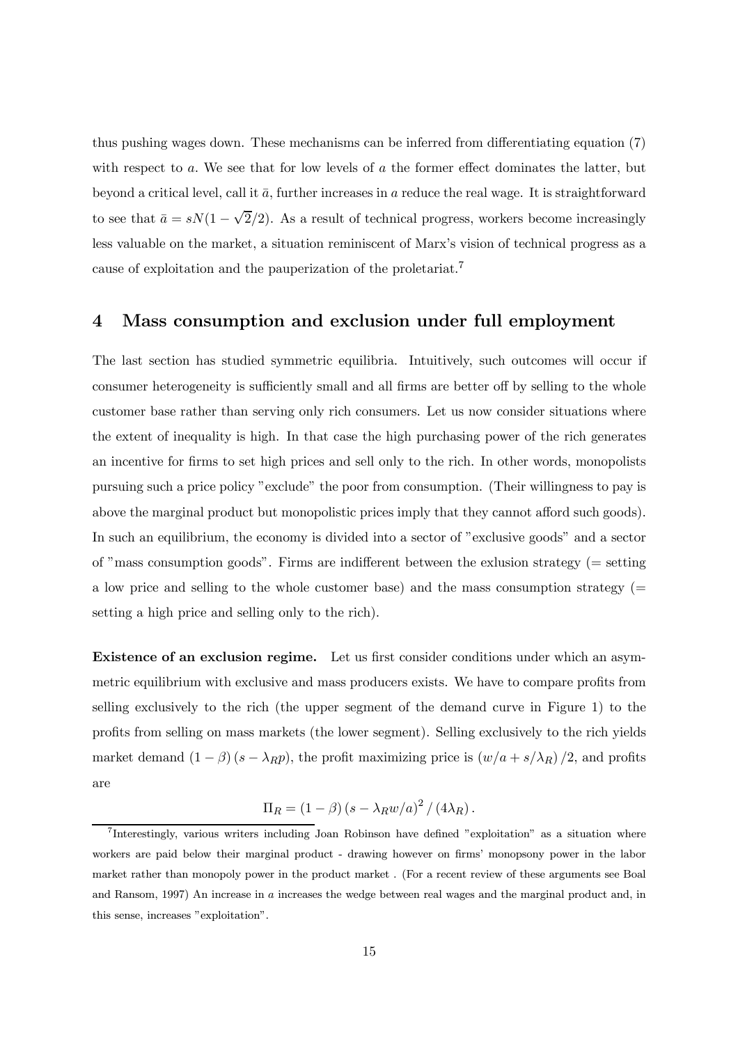thus pushing wages down. These mechanisms can be inferred from differentiating equation (7) with respect to $a$. We see that for low levels of $a$ the former effect dominates the latter, but beyond a critical level, call it $\bar{a}$, further increases in $a$ reduce the real wage. It is straightforward to see that $\bar{a} = sN(1 - \sqrt{2}/2)$. As a result of technical progress, workers become increasingly less valuable on the market, a situation reminiscent of Marx's vision of technical progress as a cause of exploitation and the pauperization of the proletariat.[7]

## 4 Mass consumption and exclusion under full employment

The last section has studied symmetric equilibria. Intuitively, such outcomes will occur if consumer heterogeneity is sufficiently small and all firms are better off by selling to the whole customer base rather than serving only rich consumers. Let us now consider situations where the extent of inequality is high. In that case the high purchasing power of the rich generates an incentive for firms to set high prices and sell only to the rich. In other words, monopolists pursuing such a price policy "exclude" the poor from consumption. (Their willingness to pay is above the marginal product but monopolistic prices imply that they cannot afford such goods). In such an equilibrium, the economy is divided into a sector of "exclusive goods" and a sector of "mass consumption goods". Firms are indifferent between the exlusion strategy (= setting a low price and selling to the whole customer base) and the mass consumption strategy (= setting a high price and selling only to the rich).

**Existence of an exclusion regime.** Let us first consider conditions under which an asymmetric equilibrium with exclusive and mass producers exists. We have to compare profits from selling exclusively to the rich (the upper segment of the demand curve in Figure 1) to the profits from selling on mass markets (the lower segment). Selling exclusively to the rich yields market demand $(1 - \beta)(s - \lambda_R p)$, the profit maximizing price is $(w/a + s/\lambda_R)/2$, and profits are

$$\Pi_R = (1 - \beta)(s - \lambda_R w/a)^2 / (4\lambda_R).$$

[7] Interestingly, various writers including Joan Robinson have defined "exploitation" as a situation where workers are paid below their marginal product - drawing however on firms' monopsony power in the labor market rather than monopoly power in the product market . (For a recent review of these arguments see Boal and Ransom, 1997) An increase in $a$ increases the wedge between real wages and the marginal product and, in this sense, increases "exploitation".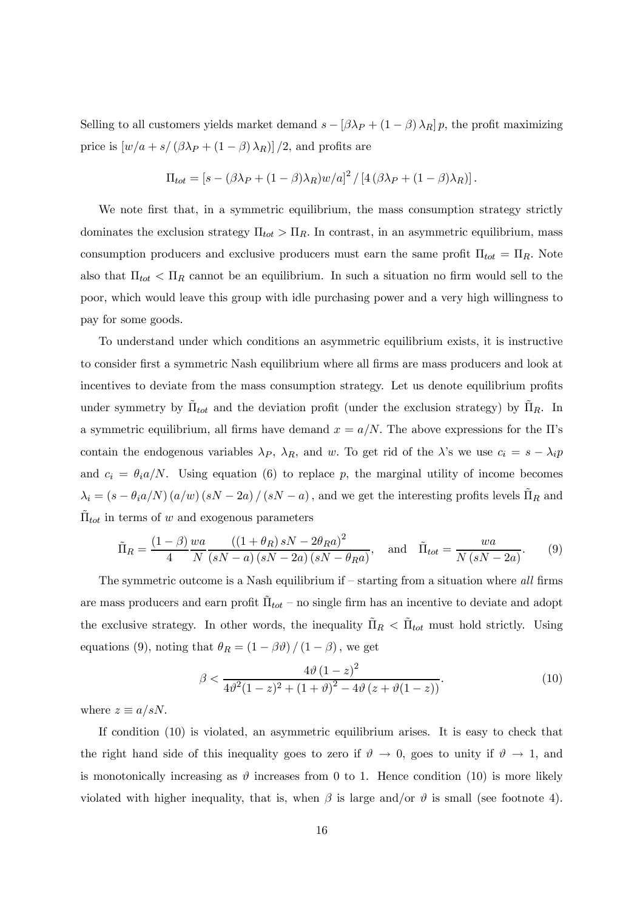Selling to all customers yields market demand $s - [\beta\lambda_P + (1-\beta)\lambda_R] p$, the profit maximizing price is $[w/a + s/(\beta\lambda_P + (1-\beta)\lambda_R)]/2$, and profits are

$$\Pi_{tot} = [s - (\beta\lambda_P + (1-\beta)\lambda_R)w/a]^2 / [4(\beta\lambda_P + (1-\beta)\lambda_R)].$$

We note first that, in a symmetric equilibrium, the mass consumption strategy strictly dominates the exclusion strategy $\Pi_{tot} > \Pi_R$. In contrast, in an asymmetric equilibrium, mass consumption producers and exclusive producers must earn the same profit $\Pi_{tot} = \Pi_R$. Note also that $\Pi_{tot} < \Pi_R$ cannot be an equilibrium. In such a situation no firm would sell to the poor, which would leave this group with idle purchasing power and a very high willingness to pay for some goods.

To understand under which conditions an asymmetric equilibrium exists, it is instructive to consider first a symmetric Nash equilibrium where all firms are mass producers and look at incentives to deviate from the mass consumption strategy. Let us denote equilibrium profits under symmetry by $\tilde{\Pi}_{tot}$ and the deviation profit (under the exclusion strategy) by $\tilde{\Pi}_R$. In a symmetric equilibrium, all firms have demand $x = a/N$. The above expressions for the $\Pi$'s contain the endogenous variables $\lambda_P$, $\lambda_R$, and $w$. To get rid of the $\lambda$'s we use $c_i = s - \lambda_i p$ and $c_i = \theta_i a/N$. Using equation (6) to replace $p$, the marginal utility of income becomes $\lambda_i = (s - \theta_i a/N)(a/w)(sN - 2a)/(sN - a)$, and we get the interesting profits levels $\tilde{\Pi}_R$ and $\tilde{\Pi}_{tot}$ in terms of $w$ and exogenous parameters

$$\tilde{\Pi}_R = \frac{(1-\beta)}{4}\frac{wa}{N}\frac{((1+\theta_R)sN - 2\theta_R a)^2}{(sN-a)(sN-2a)(sN-\theta_R a)}, \quad \text{and} \quad \tilde{\Pi}_{tot} = \frac{wa}{N(sN-2a)}. \tag{9}$$

The symmetric outcome is a Nash equilibrium if – starting from a situation where *all* firms are mass producers and earn profit $\tilde{\Pi}_{tot}$ – no single firm has an incentive to deviate and adopt the exclusive strategy. In other words, the inequality $\tilde{\Pi}_R < \tilde{\Pi}_{tot}$ must hold strictly. Using equations (9), noting that $\theta_R = (1 - \beta\vartheta)/(1-\beta)$, we get

$$\beta < \frac{4\vartheta(1-z)^2}{4\vartheta^2(1-z)^2 + (1+\vartheta)^2 - 4\vartheta(z + \vartheta(1-z))}. \tag{10}$$

where $z \equiv a/sN$.

If condition (10) is violated, an asymmetric equilibrium arises. It is easy to check that the right hand side of this inequality goes to zero if $\vartheta \to 0$, goes to unity if $\vartheta \to 1$, and is monotonically increasing as $\vartheta$ increases from 0 to 1. Hence condition (10) is more likely violated with higher inequality, that is, when $\beta$ is large and/or $\vartheta$ is small (see footnote 4).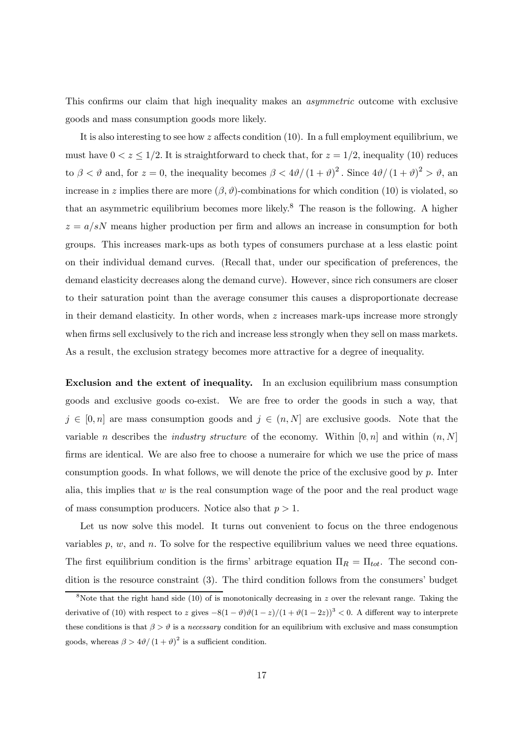This confirms our claim that high inequality makes an *asymmetric* outcome with exclusive goods and mass consumption goods more likely.

It is also interesting to see how $z$ affects condition (10). In a full employment equilibrium, we must have $0 < z \leq 1/2$. It is straightforward to check that, for $z = 1/2$, inequality (10) reduces to $\beta < \vartheta$ and, for $z = 0$, the inequality becomes $\beta < 4\vartheta/(1+\vartheta)^2$. Since $4\vartheta/(1+\vartheta)^2 > \vartheta$, an increase in $z$ implies there are more $(\beta, \vartheta)$-combinations for which condition (10) is violated, so that an asymmetric equilibrium becomes more likely.[8] The reason is the following. A higher $z = a/sN$ means higher production per firm and allows an increase in consumption for both groups. This increases mark-ups as both types of consumers purchase at a less elastic point on their individual demand curves. (Recall that, under our specification of preferences, the demand elasticity decreases along the demand curve). However, since rich consumers are closer to their saturation point than the average consumer this causes a disproportionate decrease in their demand elasticity. In other words, when $z$ increases mark-ups increase more strongly when firms sell exclusively to the rich and increase less strongly when they sell on mass markets. As a result, the exclusion strategy becomes more attractive for a degree of inequality.

**Exclusion and the extent of inequality.** In an exclusion equilibrium mass consumption goods and exclusive goods co-exist. We are free to order the goods in such a way, that $j \in [0, n]$ are mass consumption goods and $j \in (n, N]$ are exclusive goods. Note that the variable $n$ describes the *industry structure* of the economy. Within $[0, n]$ and within $(n, N]$ firms are identical. We are also free to choose a numeraire for which we use the price of mass consumption goods. In what follows, we will denote the price of the exclusive good by $p$. Inter alia, this implies that $w$ is the real consumption wage of the poor and the real product wage of mass consumption producers. Notice also that $p > 1$.

Let us now solve this model. It turns out convenient to focus on the three endogenous variables $p$, $w$, and $n$. To solve for the respective equilibrium values we need three equations. The first equilibrium condition is the firms' arbitrage equation $\Pi_R = \Pi_{tot}$. The second condition is the resource constraint (3). The third condition follows from the consumers' budget

---

[8] Note that the right hand side (10) of is monotonically decreasing in $z$ over the relevant range. Taking the derivative of (10) with respect to $z$ gives $-8(1-\vartheta)\vartheta(1-z)/(1+\vartheta(1-2z))^3 < 0$. A different way to interprete these conditions is that $\beta > \vartheta$ is a *necessary* condition for an equilibrium with exclusive and mass consumption goods, whereas $\beta > 4\vartheta/(1+\vartheta)^2$ is a sufficient condition.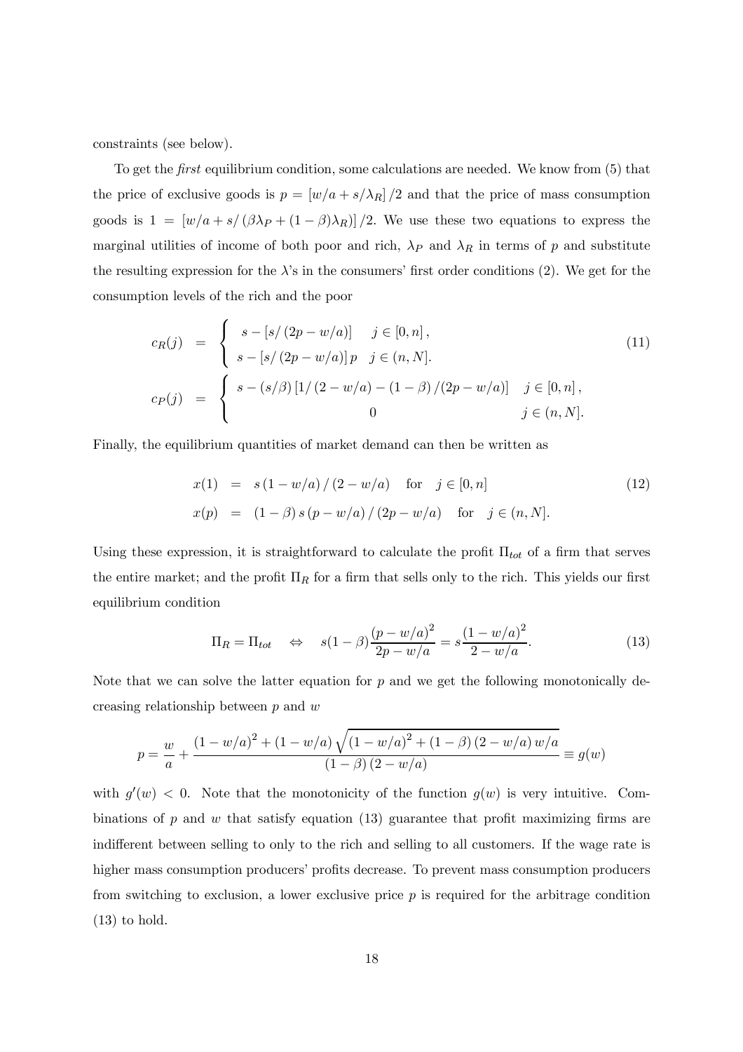constraints (see below).

To get the *first* equilibrium condition, some calculations are needed. We know from (5) that the price of exclusive goods is $p = [w/a + s/\lambda_R]/2$ and that the price of mass consumption goods is $1 = [w/a + s/(\beta\lambda_P + (1-\beta)\lambda_R)]/2$. We use these two equations to express the marginal utilities of income of both poor and rich, $\lambda_P$ and $\lambda_R$ in terms of $p$ and substitute the resulting expression for the $\lambda$'s in the consumers' first order conditions (2). We get for the consumption levels of the rich and the poor

$$
\begin{aligned}
c_R(j) &= \begin{cases} s - [s/(2p - w/a)] & j \in [0, n], \\ s - [s/(2p - w/a)]\, p & j \in (n, N]. \end{cases} \\
c_P(j) &= \begin{cases} s - (s/\beta)\left[1/(2 - w/a) - (1-\beta)/(2p - w/a)\right] & j \in [0, n], \\ 0 & j \in (n, N]. \end{cases}
\end{aligned}
\tag{11}
$$

Finally, the equilibrium quantities of market demand can then be written as

$$
\begin{aligned}
x(1) &= s(1 - w/a)/(2 - w/a) \quad \text{for} \quad j \in [0, n] \\
x(p) &= (1-\beta)\, s\, (p - w/a)/(2p - w/a) \quad \text{for} \quad j \in (n, N].
\end{aligned}
\tag{12}
$$

Using these expression, it is straightforward to calculate the profit $\Pi_{tot}$ of a firm that serves the entire market; and the profit $\Pi_R$ for a firm that sells only to the rich. This yields our first equilibrium condition

$$
\Pi_R = \Pi_{tot} \quad \Leftrightarrow \quad s(1-\beta)\frac{(p - w/a)^2}{2p - w/a} = s\frac{(1 - w/a)^2}{2 - w/a}. \tag{13}
$$

Note that we can solve the latter equation for $p$ and we get the following monotonically decreasing relationship between $p$ and $w$

$$
p = \frac{w}{a} + \frac{(1 - w/a)^2 + (1 - w/a)\sqrt{(1 - w/a)^2 + (1-\beta)(2 - w/a)\, w/a}}{(1-\beta)(2 - w/a)} \equiv g(w)
$$

with $g'(w) < 0$. Note that the monotonicity of the function $g(w)$ is very intuitive. Combinations of $p$ and $w$ that satisfy equation (13) guarantee that profit maximizing firms are indifferent between selling to only to the rich and selling to all customers. If the wage rate is higher mass consumption producers' profits decrease. To prevent mass consumption producers from switching to exclusion, a lower exclusive price $p$ is required for the arbitrage condition (13) to hold.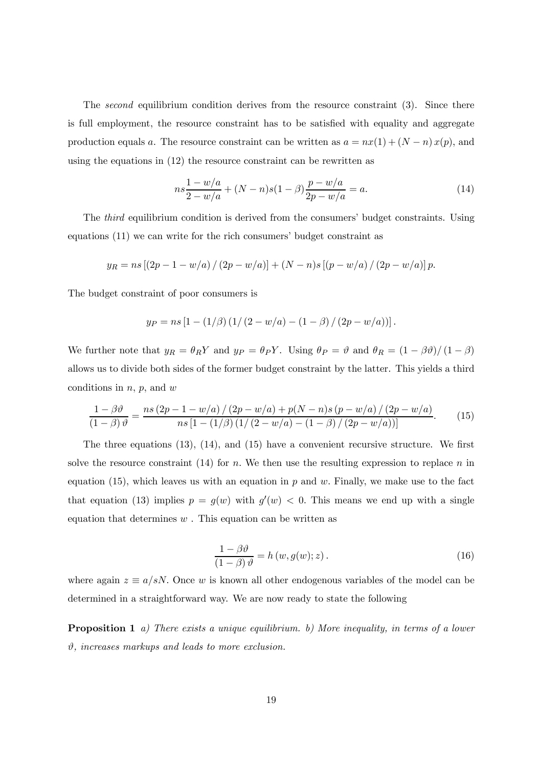The *second* equilibrium condition derives from the resource constraint (3). Since there is full employment, the resource constraint has to be satisfied with equality and aggregate production equals $a$. The resource constraint can be written as $a = nx(1) + (N - n)\, x(p)$, and using the equations in (12) the resource constraint can be rewritten as

$$ns\frac{1 - w/a}{2 - w/a} + (N - n)s(1 - \beta)\frac{p - w/a}{2p - w/a} = a. \tag{14}$$

The *third* equilibrium condition is derived from the consumers' budget constraints. Using equations (11) we can write for the rich consumers' budget constraint as

$$y_R = ns\left[(2p - 1 - w/a)\,/\,(2p - w/a)\right] + (N - n)s\left[(p - w/a)\,/\,(2p - w/a)\right]p.$$

The budget constraint of poor consumers is

$$y_P = ns\left[1 - (1/\beta)\left(1/\left(2 - w/a\right) - (1 - \beta)\,/\,(2p - w/a)\right)\right].$$

We further note that $y_R = \theta_R Y$ and $y_P = \theta_P Y$. Using $\theta_P = \vartheta$ and $\theta_R = (1 - \beta\vartheta)/\,(1 - \beta)$ allows us to divide both sides of the former budget constraint by the latter. This yields a third conditions in $n$, $p$, and $w$

$$\frac{1 - \beta\vartheta}{(1 - \beta)\,\vartheta} = \frac{ns\,(2p - 1 - w/a)\,/\,(2p - w/a) + p(N - n)s\,(p - w/a)\,/\,(2p - w/a)}{ns\left[1 - (1/\beta)\left(1/\left(2 - w/a\right) - (1 - \beta)\,/\,(2p - w/a)\right)\right]}. \tag{15}$$

The three equations (13), (14), and (15) have a convenient recursive structure. We first solve the resource constraint (14) for $n$. We then use the resulting expression to replace $n$ in equation (15), which leaves us with an equation in $p$ and $w$. Finally, we make use to the fact that equation (13) implies $p = g(w)$ with $g'(w) < 0$. This means we end up with a single equation that determines $w$ . This equation can be written as

$$\frac{1 - \beta\vartheta}{(1 - \beta)\,\vartheta} = h\left(w, g(w); z\right). \tag{16}$$

where again $z \equiv a/sN$. Once $w$ is known all other endogenous variables of the model can be determined in a straightforward way. We are now ready to state the following

**Proposition 1** *a) There exists a unique equilibrium. b) More inequality, in terms of a lower $\vartheta$, increases markups and leads to more exclusion.*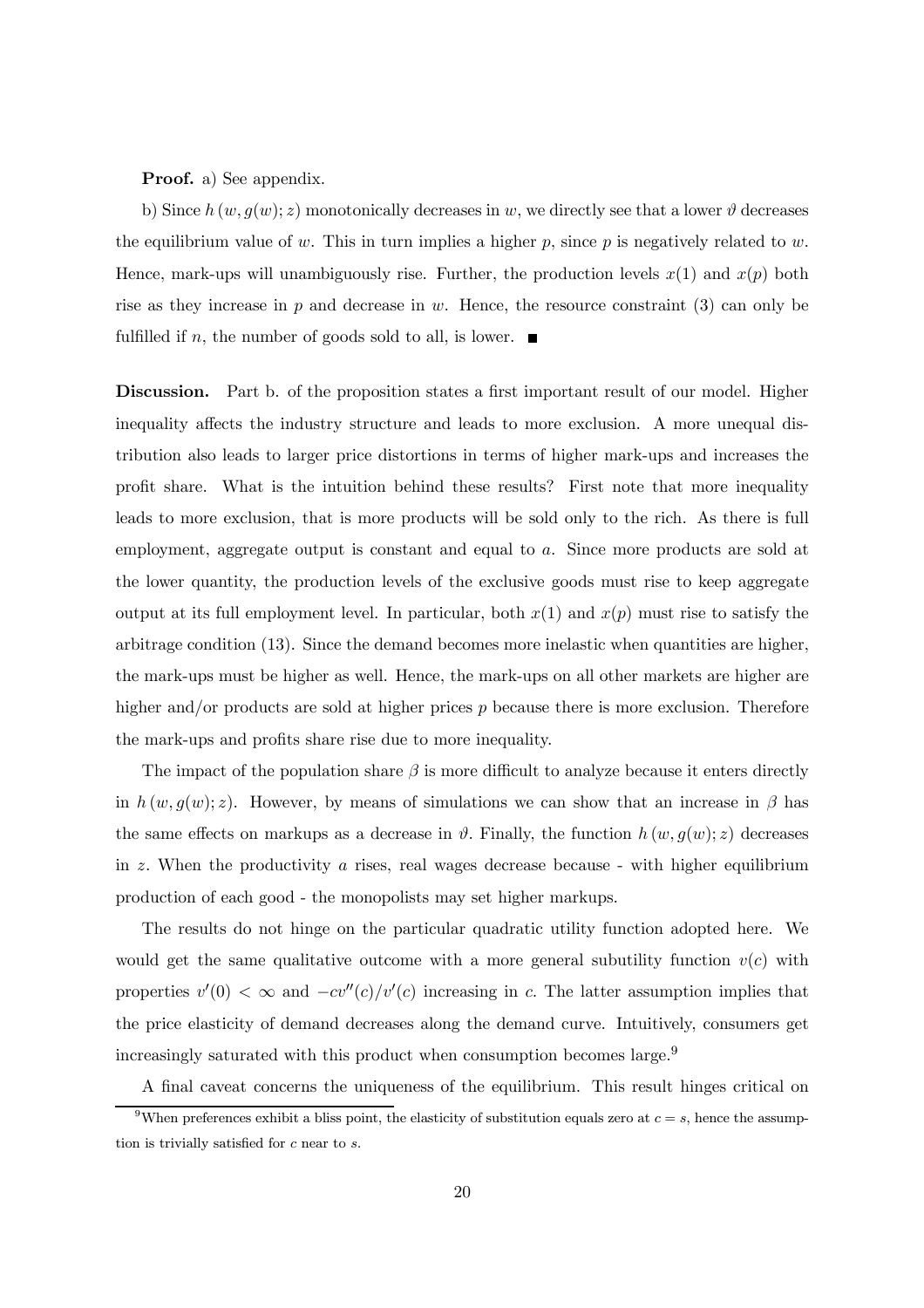**Proof.** a) See appendix.

b) Since $h(w, g(w); z)$ monotonically decreases in $w$, we directly see that a lower $\vartheta$ decreases the equilibrium value of $w$. This in turn implies a higher $p$, since $p$ is negatively related to $w$. Hence, mark-ups will unambiguously rise. Further, the production levels $x(1)$ and $x(p)$ both rise as they increase in $p$ and decrease in $w$. Hence, the resource constraint (3) can only be fulfilled if $n$, the number of goods sold to all, is lower. ■

**Discussion.** Part b. of the proposition states a first important result of our model. Higher inequality affects the industry structure and leads to more exclusion. A more unequal distribution also leads to larger price distortions in terms of higher mark-ups and increases the profit share. What is the intuition behind these results? First note that more inequality leads to more exclusion, that is more products will be sold only to the rich. As there is full employment, aggregate output is constant and equal to $a$. Since more products are sold at the lower quantity, the production levels of the exclusive goods must rise to keep aggregate output at its full employment level. In particular, both $x(1)$ and $x(p)$ must rise to satisfy the arbitrage condition (13). Since the demand becomes more inelastic when quantities are higher, the mark-ups must be higher as well. Hence, the mark-ups on all other markets are higher are higher and/or products are sold at higher prices $p$ because there is more exclusion. Therefore the mark-ups and profits share rise due to more inequality.

The impact of the population share $\beta$ is more difficult to analyze because it enters directly in $h(w, g(w); z)$. However, by means of simulations we can show that an increase in $\beta$ has the same effects on markups as a decrease in $\vartheta$. Finally, the function $h(w, g(w); z)$ decreases in $z$. When the productivity $a$ rises, real wages decrease because - with higher equilibrium production of each good - the monopolists may set higher markups.

The results do not hinge on the particular quadratic utility function adopted here. We would get the same qualitative outcome with a more general subutility function $v(c)$ with properties $v'(0) < \infty$ and $-cv''(c)/v'(c)$ increasing in $c$. The latter assumption implies that the price elasticity of demand decreases along the demand curve. Intuitively, consumers get increasingly saturated with this product when consumption becomes large.[9]

A final caveat concerns the uniqueness of the equilibrium. This result hinges critical on

[9] When preferences exhibit a bliss point, the elasticity of substitution equals zero at $c = s$, hence the assumption is trivially satisfied for $c$ near to $s$.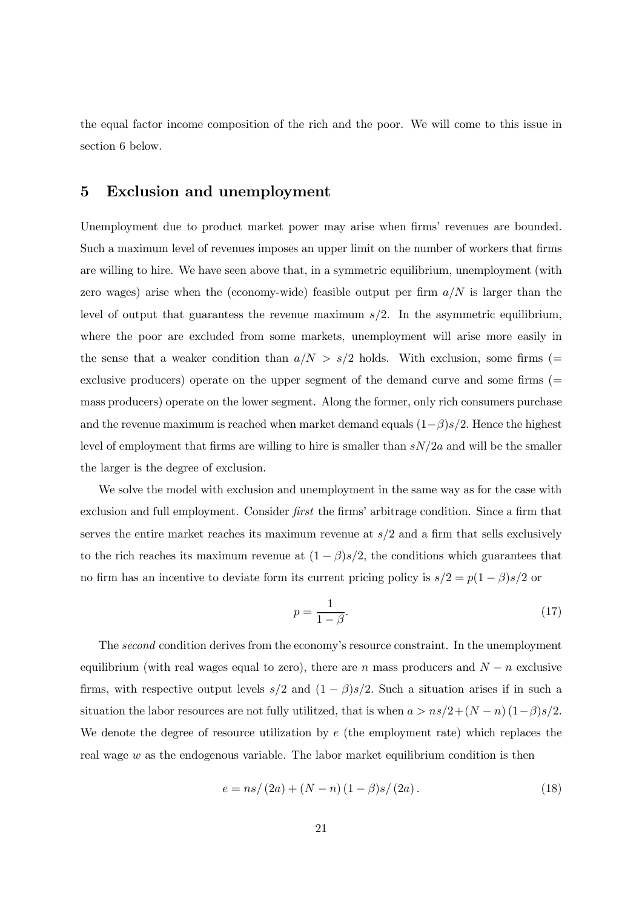the equal factor income composition of the rich and the poor. We will come to this issue in section 6 below.

## 5 Exclusion and unemployment

Unemployment due to product market power may arise when firms' revenues are bounded. Such a maximum level of revenues imposes an upper limit on the number of workers that firms are willing to hire. We have seen above that, in a symmetric equilibrium, unemployment (with zero wages) arise when the (economy-wide) feasible output per firm $a/N$ is larger than the level of output that guarantess the revenue maximum $s/2$. In the asymmetric equilibrium, where the poor are excluded from some markets, unemployment will arise more easily in the sense that a weaker condition than $a/N > s/2$ holds. With exclusion, some firms (= exclusive producers) operate on the upper segment of the demand curve and some firms (= mass producers) operate on the lower segment. Along the former, only rich consumers purchase and the revenue maximum is reached when market demand equals $(1-\beta)s/2$. Hence the highest level of employment that firms are willing to hire is smaller than $sN/2a$ and will be the smaller the larger is the degree of exclusion.

We solve the model with exclusion and unemployment in the same way as for the case with exclusion and full employment. Consider *first* the firms' arbitrage condition. Since a firm that serves the entire market reaches its maximum revenue at $s/2$ and a firm that sells exclusively to the rich reaches its maximum revenue at $(1-\beta)s/2$, the conditions which guarantees that no firm has an incentive to deviate form its current pricing policy is $s/2 = p(1-\beta)s/2$ or

$$p = \frac{1}{1-\beta}. \tag{17}$$

The *second* condition derives from the economy's resource constraint. In the unemployment equilibrium (with real wages equal to zero), there are $n$ mass producers and $N - n$ exclusive firms, with respective output levels $s/2$ and $(1-\beta)s/2$. Such a situation arises if in such a situation the labor resources are not fully utilitzed, that is when $a > ns/2 + (N-n)(1-\beta)s/2$. We denote the degree of resource utilization by $e$ (the employment rate) which replaces the real wage $w$ as the endogenous variable. The labor market equilibrium condition is then

$$e = ns/(2a) + (N-n)(1-\beta)s/(2a). \tag{18}$$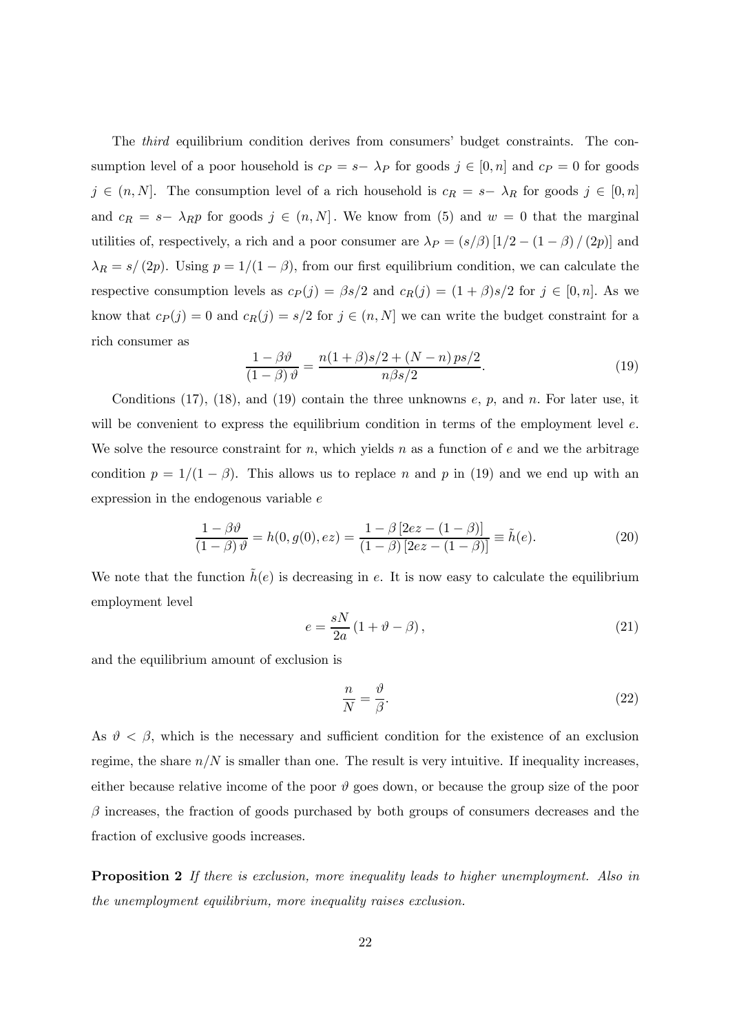The *third* equilibrium condition derives from consumers' budget constraints. The consumption level of a poor household is $c_P = s - \lambda_P$ for goods $j \in [0, n]$ and $c_P = 0$ for goods $j \in (n, N]$. The consumption level of a rich household is $c_R = s - \lambda_R$ for goods $j \in [0, n]$ and $c_R = s - \lambda_R p$ for goods $j \in (n, N]$. We know from (5) and $w = 0$ that the marginal utilities of, respectively, a rich and a poor consumer are $\lambda_P = (s/\beta)[1/2 - (1-\beta)/(2p)]$ and $\lambda_R = s/(2p)$. Using $p = 1/(1-\beta)$, from our first equilibrium condition, we can calculate the respective consumption levels as $c_P(j) = \beta s/2$ and $c_R(j) = (1+\beta)s/2$ for $j \in [0, n]$. As we know that $c_P(j) = 0$ and $c_R(j) = s/2$ for $j \in (n, N]$ we can write the budget constraint for a rich consumer as

$$\frac{1-\beta\vartheta}{(1-\beta)\vartheta} = \frac{n(1+\beta)s/2 + (N-n)ps/2}{n\beta s/2}. \tag{19}$$

Conditions (17), (18), and (19) contain the three unknowns $e$, $p$, and $n$. For later use, it will be convenient to express the equilibrium condition in terms of the employment level $e$. We solve the resource constraint for $n$, which yields $n$ as a function of $e$ and we the arbitrage condition $p = 1/(1-\beta)$. This allows us to replace $n$ and $p$ in (19) and we end up with an expression in the endogenous variable $e$

$$\frac{1-\beta\vartheta}{(1-\beta)\vartheta} = h(0, g(0), ez) = \frac{1-\beta[2ez-(1-\beta)]}{(1-\beta)[2ez-(1-\beta)]} \equiv \tilde{h}(e). \tag{20}$$

We note that the function $\tilde{h}(e)$ is decreasing in $e$. It is now easy to calculate the equilibrium employment level

$$e = \frac{sN}{2a}(1+\vartheta-\beta), \tag{21}$$

and the equilibrium amount of exclusion is

$$\frac{n}{N} = \frac{\vartheta}{\beta}. \tag{22}$$

As $\vartheta < \beta$, which is the necessary and sufficient condition for the existence of an exclusion regime, the share $n/N$ is smaller than one. The result is very intuitive. If inequality increases, either because relative income of the poor $\vartheta$ goes down, or because the group size of the poor $\beta$ increases, the fraction of goods purchased by both groups of consumers decreases and the fraction of exclusive goods increases.

**Proposition 2** *If there is exclusion, more inequality leads to higher unemployment. Also in the unemployment equilibrium, more inequality raises exclusion.*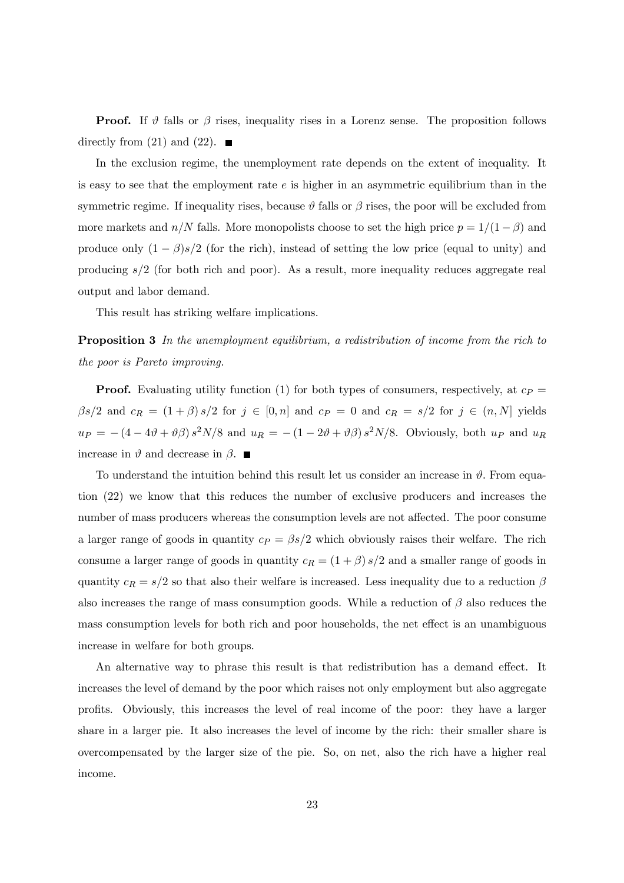**Proof.** If $\vartheta$ falls or $\beta$ rises, inequality rises in a Lorenz sense. The proposition follows directly from (21) and (22). ■

In the exclusion regime, the unemployment rate depends on the extent of inequality. It is easy to see that the employment rate $e$ is higher in an asymmetric equilibrium than in the symmetric regime. If inequality rises, because $\vartheta$ falls or $\beta$ rises, the poor will be excluded from more markets and $n/N$ falls. More monopolists choose to set the high price $p = 1/(1-\beta)$ and produce only $(1-\beta)s/2$ (for the rich), instead of setting the low price (equal to unity) and producing $s/2$ (for both rich and poor). As a result, more inequality reduces aggregate real output and labor demand.

This result has striking welfare implications.

**Proposition 3** *In the unemployment equilibrium, a redistribution of income from the rich to the poor is Pareto improving.*

**Proof.** Evaluating utility function (1) for both types of consumers, respectively, at $c_P = \beta s/2$ and $c_R = (1+\beta)s/2$ for $j \in [0,n]$ and $c_P = 0$ and $c_R = s/2$ for $j \in (n, N]$ yields $u_P = -(4 - 4\vartheta + \vartheta\beta)s^2N/8$ and $u_R = -(1 - 2\vartheta + \vartheta\beta)s^2N/8$. Obviously, both $u_P$ and $u_R$ increase in $\vartheta$ and decrease in $\beta$. ■

To understand the intuition behind this result let us consider an increase in $\vartheta$. From equation (22) we know that this reduces the number of exclusive producers and increases the number of mass producers whereas the consumption levels are not affected. The poor consume a larger range of goods in quantity $c_P = \beta s/2$ which obviously raises their welfare. The rich consume a larger range of goods in quantity $c_R = (1+\beta)s/2$ and a smaller range of goods in quantity $c_R = s/2$ so that also their welfare is increased. Less inequality due to a reduction $\beta$ also increases the range of mass consumption goods. While a reduction of $\beta$ also reduces the mass consumption levels for both rich and poor households, the net effect is an unambiguous increase in welfare for both groups.

An alternative way to phrase this result is that redistribution has a demand effect. It increases the level of demand by the poor which raises not only employment but also aggregate profits. Obviously, this increases the level of real income of the poor: they have a larger share in a larger pie. It also increases the level of income by the rich: their smaller share is overcompensated by the larger size of the pie. So, on net, also the rich have a higher real income.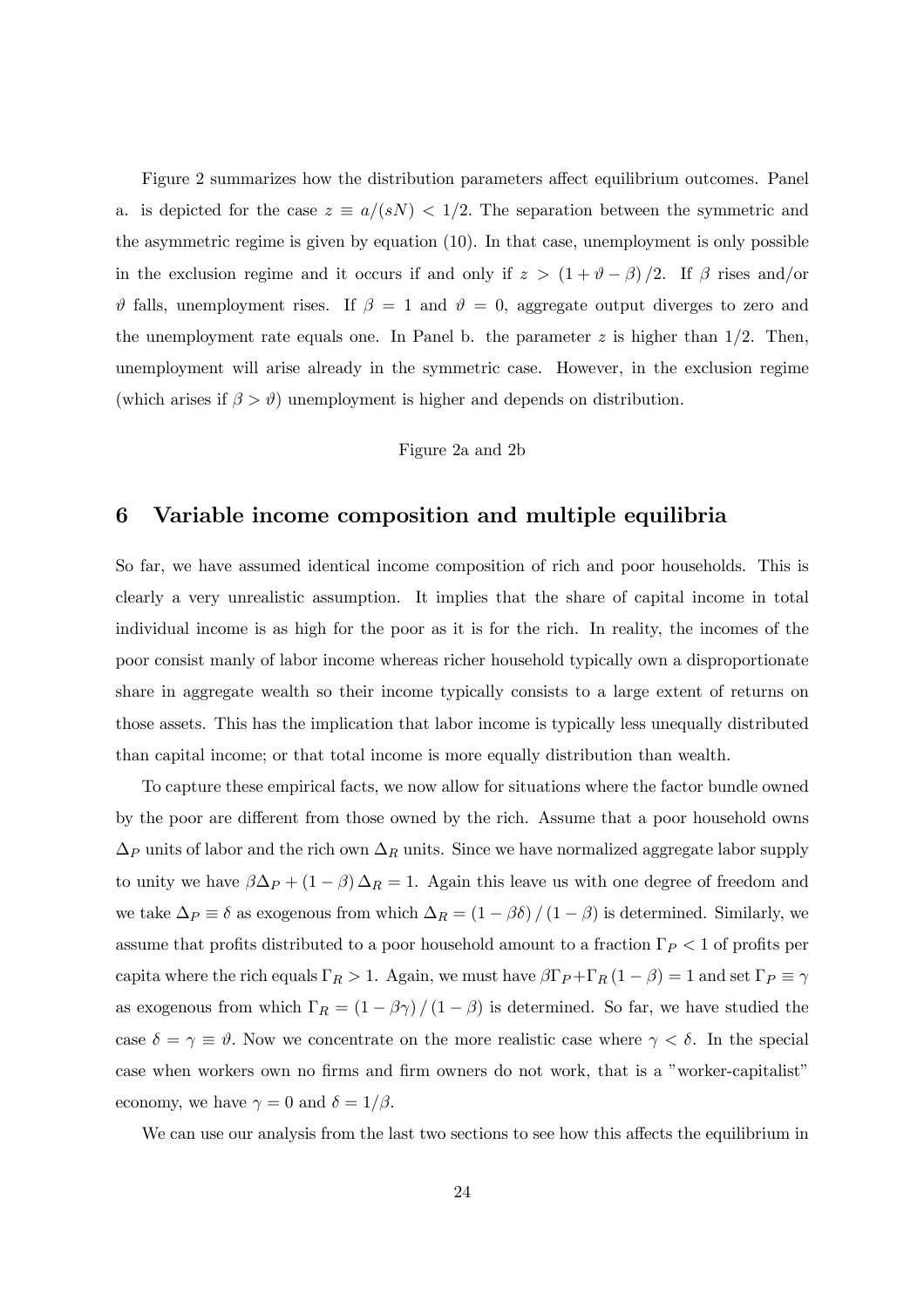Figure 2 summarizes how the distribution parameters affect equilibrium outcomes. Panel a. is depicted for the case $z \equiv a/(sN) < 1/2$. The separation between the symmetric and the asymmetric regime is given by equation (10). In that case, unemployment is only possible in the exclusion regime and it occurs if and only if $z > (1 + \vartheta - \beta)/2$. If $\beta$ rises and/or $\vartheta$ falls, unemployment rises. If $\beta = 1$ and $\vartheta = 0$, aggregate output diverges to zero and the unemployment rate equals one. In Panel b. the parameter $z$ is higher than $1/2$. Then, unemployment will arise already in the symmetric case. However, in the exclusion regime (which arises if $\beta > \vartheta$) unemployment is higher and depends on distribution.

Figure 2a and 2b

## 6 Variable income composition and multiple equilibria

So far, we have assumed identical income composition of rich and poor households. This is clearly a very unrealistic assumption. It implies that the share of capital income in total individual income is as high for the poor as it is for the rich. In reality, the incomes of the poor consist manly of labor income whereas richer household typically own a disproportionate share in aggregate wealth so their income typically consists to a large extent of returns on those assets. This has the implication that labor income is typically less unequally distributed than capital income; or that total income is more equally distribution than wealth.

To capture these empirical facts, we now allow for situations where the factor bundle owned by the poor are different from those owned by the rich. Assume that a poor household owns $\Delta_P$ units of labor and the rich own $\Delta_R$ units. Since we have normalized aggregate labor supply to unity we have $\beta\Delta_P + (1 - \beta)\Delta_R = 1$. Again this leave us with one degree of freedom and we take $\Delta_P \equiv \delta$ as exogenous from which $\Delta_R = (1 - \beta\delta)/(1 - \beta)$ is determined. Similarly, we assume that profits distributed to a poor household amount to a fraction $\Gamma_P < 1$ of profits per capita where the rich equals $\Gamma_R > 1$. Again, we must have $\beta\Gamma_P + \Gamma_R(1 - \beta) = 1$ and set $\Gamma_P \equiv \gamma$ as exogenous from which $\Gamma_R = (1 - \beta\gamma)/(1 - \beta)$ is determined. So far, we have studied the case $\delta = \gamma \equiv \vartheta$. Now we concentrate on the more realistic case where $\gamma < \delta$. In the special case when workers own no firms and firm owners do not work, that is a "worker-capitalist" economy, we have $\gamma = 0$ and $\delta = 1/\beta$.

We can use our analysis from the last two sections to see how this affects the equilibrium in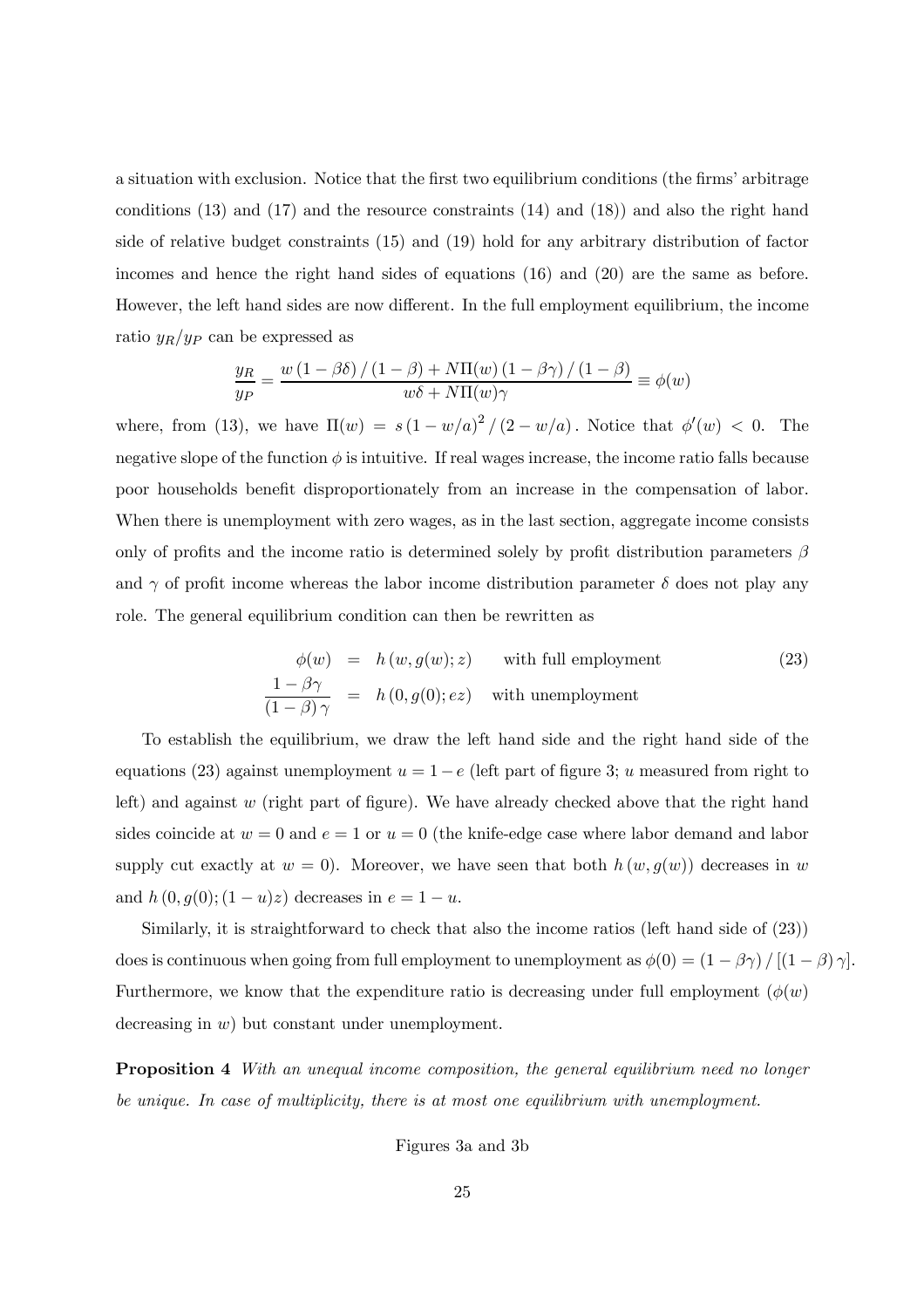a situation with exclusion. Notice that the first two equilibrium conditions (the firms' arbitrage conditions (13) and (17) and the resource constraints (14) and (18)) and also the right hand side of relative budget constraints (15) and (19) hold for any arbitrary distribution of factor incomes and hence the right hand sides of equations (16) and (20) are the same as before. However, the left hand sides are now different. In the full employment equilibrium, the income ratio $y_R/y_P$ can be expressed as

$$\frac{y_R}{y_P} = \frac{w\left(1-\beta\delta\right)/\left(1-\beta\right) + N\Pi(w)\left(1-\beta\gamma\right)/\left(1-\beta\right)}{w\delta + N\Pi(w)\gamma} \equiv \phi(w)$$

where, from (13), we have $\Pi(w) = s\left(1-w/a\right)^2/\left(2-w/a\right)$. Notice that $\phi'(w) < 0$. The negative slope of the function $\phi$ is intuitive. If real wages increase, the income ratio falls because poor households benefit disproportionately from an increase in the compensation of labor. When there is unemployment with zero wages, as in the last section, aggregate income consists only of profits and the income ratio is determined solely by profit distribution parameters $\beta$ and $\gamma$ of profit income whereas the labor income distribution parameter $\delta$ does not play any role. The general equilibrium condition can then be rewritten as

$$\begin{aligned} \phi(w) &= h\left(w, g(w); z\right) \quad \text{with full employment} \\ \frac{1-\beta\gamma}{\left(1-\beta\right)\gamma} &= h\left(0, g(0); ez\right) \quad \text{with unemployment} \end{aligned} \tag{23}$$

To establish the equilibrium, we draw the left hand side and the right hand side of the equations (23) against unemployment $u = 1-e$ (left part of figure 3; $u$ measured from right to left) and against $w$ (right part of figure). We have already checked above that the right hand sides coincide at $w = 0$ and $e = 1$ or $u = 0$ (the knife-edge case where labor demand and labor supply cut exactly at $w = 0$). Moreover, we have seen that both $h\left(w, g(w)\right)$ decreases in $w$ and $h\left(0, g(0); (1-u)z\right)$ decreases in $e = 1-u$.

Similarly, it is straightforward to check that also the income ratios (left hand side of (23)) does is continuous when going from full employment to unemployment as $\phi(0) = \left(1-\beta\gamma\right)/\left[\left(1-\beta\right)\gamma\right]$. Furthermore, we know that the expenditure ratio is decreasing under full employment ($\phi(w)$ decreasing in $w$) but constant under unemployment.

**Proposition 4** *With an unequal income composition, the general equilibrium need no longer be unique. In case of multiplicity, there is at most one equilibrium with unemployment.*

Figures 3a and 3b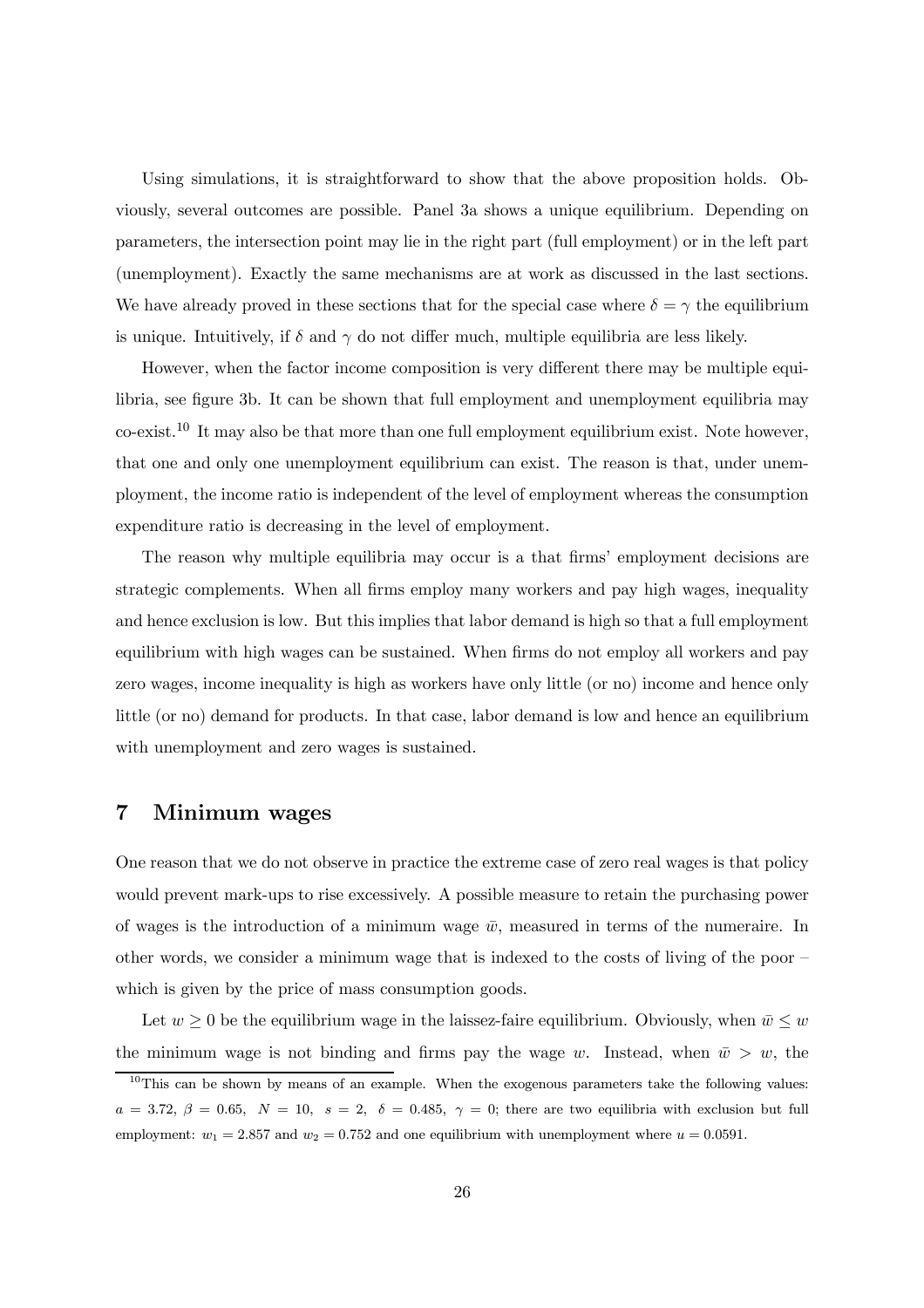Using simulations, it is straightforward to show that the above proposition holds. Obviously, several outcomes are possible. Panel 3a shows a unique equilibrium. Depending on parameters, the intersection point may lie in the right part (full employment) or in the left part (unemployment). Exactly the same mechanisms are at work as discussed in the last sections. We have already proved in these sections that for the special case where $\delta = \gamma$ the equilibrium is unique. Intuitively, if $\delta$ and $\gamma$ do not differ much, multiple equilibria are less likely.

However, when the factor income composition is very different there may be multiple equilibria, see figure 3b. It can be shown that full employment and unemployment equilibria may co-exist.[10] It may also be that more than one full employment equilibrium exist. Note however, that one and only one unemployment equilibrium can exist. The reason is that, under unemployment, the income ratio is independent of the level of employment whereas the consumption expenditure ratio is decreasing in the level of employment.

The reason why multiple equilibria may occur is a that firms' employment decisions are strategic complements. When all firms employ many workers and pay high wages, inequality and hence exclusion is low. But this implies that labor demand is high so that a full employment equilibrium with high wages can be sustained. When firms do not employ all workers and pay zero wages, income inequality is high as workers have only little (or no) income and hence only little (or no) demand for products. In that case, labor demand is low and hence an equilibrium with unemployment and zero wages is sustained.

## 7 Minimum wages

One reason that we do not observe in practice the extreme case of zero real wages is that policy would prevent mark-ups to rise excessively. A possible measure to retain the purchasing power of wages is the introduction of a minimum wage $\bar{w}$, measured in terms of the numeraire. In other words, we consider a minimum wage that is indexed to the costs of living of the poor – which is given by the price of mass consumption goods.

Let $w \geq 0$ be the equilibrium wage in the laissez-faire equilibrium. Obviously, when $\bar{w} \leq w$ the minimum wage is not binding and firms pay the wage $w$. Instead, when $\bar{w} > w$, the

[10] This can be shown by means of an example. When the exogenous parameters take the following values: $a = 3.72$, $\beta = 0.65$, $N = 10$, $s = 2$, $\delta = 0.485$, $\gamma = 0$; there are two equilibria with exclusion but full employment: $w_1 = 2.857$ and $w_2 = 0.752$ and one equilibrium with unemployment where $u = 0.0591$.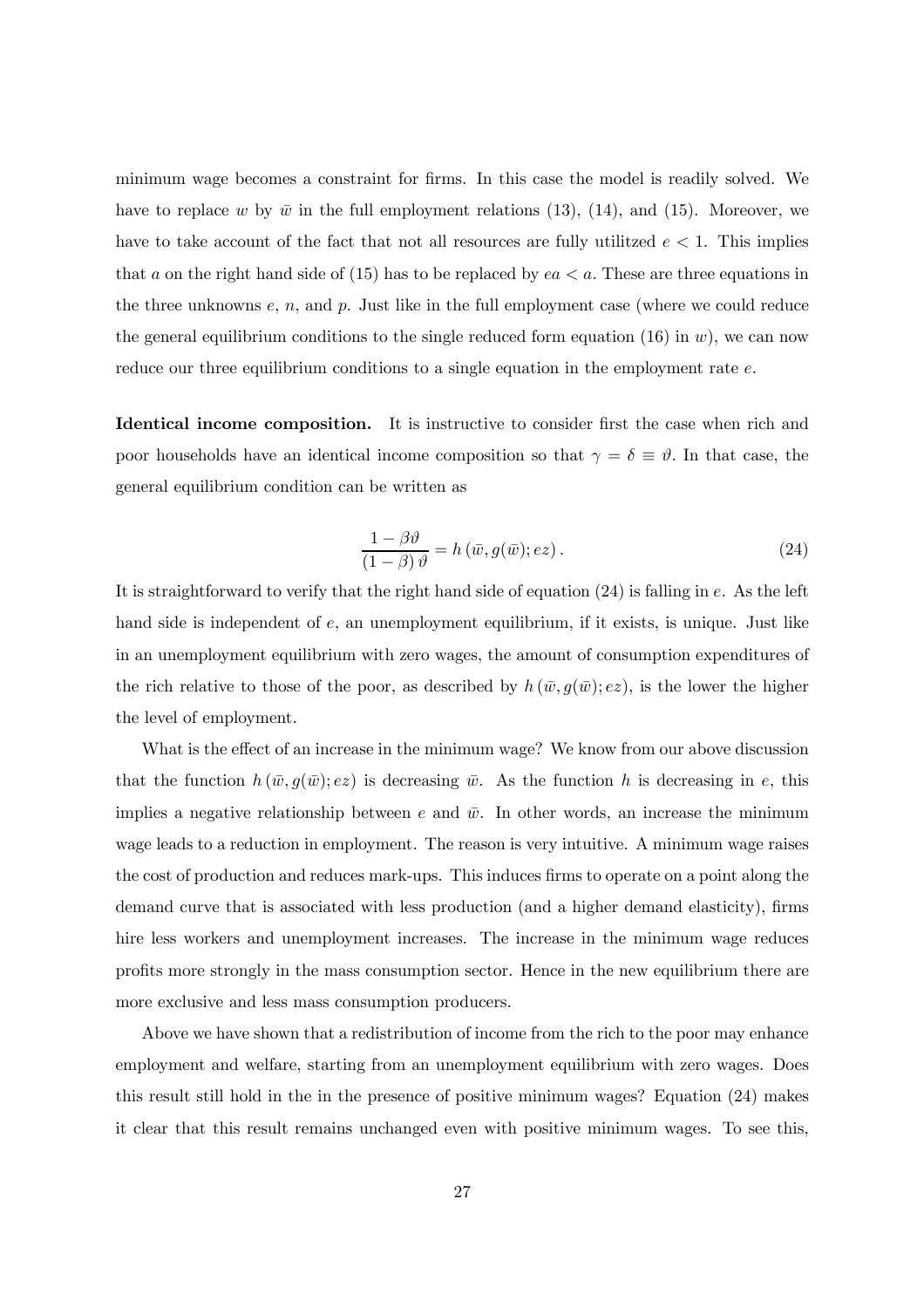minimum wage becomes a constraint for firms. In this case the model is readily solved. We have to replace $w$ by $\bar{w}$ in the full employment relations (13), (14), and (15). Moreover, we have to take account of the fact that not all resources are fully utilitzed $e < 1$. This implies that $a$ on the right hand side of (15) has to be replaced by $ea < a$. These are three equations in the three unknowns $e$, $n$, and $p$. Just like in the full employment case (where we could reduce the general equilibrium conditions to the single reduced form equation (16) in $w$), we can now reduce our three equilibrium conditions to a single equation in the employment rate $e$.

**Identical income composition.** It is instructive to consider first the case when rich and poor households have an identical income composition so that $\gamma = \delta \equiv \vartheta$. In that case, the general equilibrium condition can be written as

$$\frac{1-\beta\vartheta}{(1-\beta)\,\vartheta} = h\left(\bar{w}, g(\bar{w}); ez\right). \tag{24}$$

It is straightforward to verify that the right hand side of equation (24) is falling in $e$. As the left hand side is independent of $e$, an unemployment equilibrium, if it exists, is unique. Just like in an unemployment equilibrium with zero wages, the amount of consumption expenditures of the rich relative to those of the poor, as described by $h\left(\bar{w}, g(\bar{w}); ez\right)$, is the lower the higher the level of employment.

What is the effect of an increase in the minimum wage? We know from our above discussion that the function $h\left(\bar{w}, g(\bar{w}); ez\right)$ is decreasing $\bar{w}$. As the function $h$ is decreasing in $e$, this implies a negative relationship between $e$ and $\bar{w}$. In other words, an increase the minimum wage leads to a reduction in employment. The reason is very intuitive. A minimum wage raises the cost of production and reduces mark-ups. This induces firms to operate on a point along the demand curve that is associated with less production (and a higher demand elasticity), firms hire less workers and unemployment increases. The increase in the minimum wage reduces profits more strongly in the mass consumption sector. Hence in the new equilibrium there are more exclusive and less mass consumption producers.

Above we have shown that a redistribution of income from the rich to the poor may enhance employment and welfare, starting from an unemployment equilibrium with zero wages. Does this result still hold in the in the presence of positive minimum wages? Equation (24) makes it clear that this result remains unchanged even with positive minimum wages. To see this,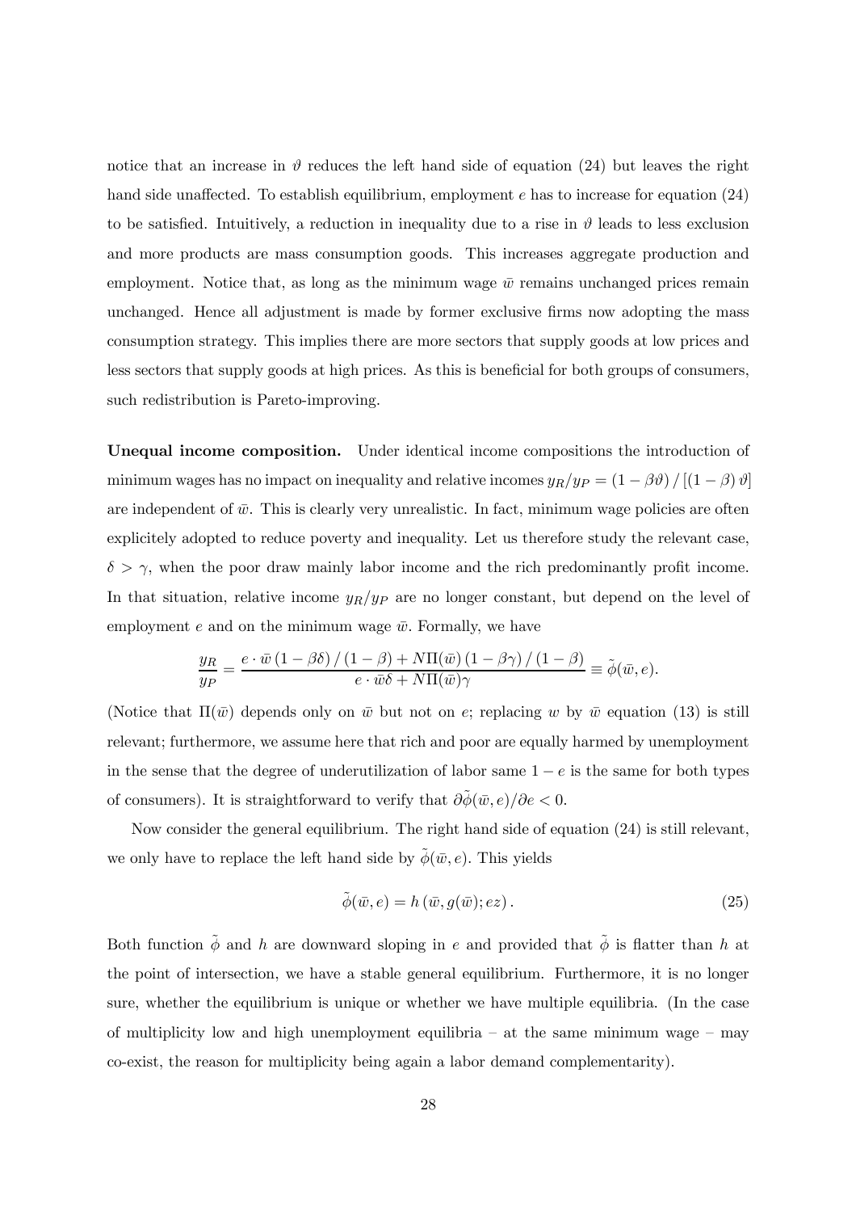notice that an increase in $\vartheta$ reduces the left hand side of equation (24) but leaves the right hand side unaffected. To establish equilibrium, employment $e$ has to increase for equation (24) to be satisfied. Intuitively, a reduction in inequality due to a rise in $\vartheta$ leads to less exclusion and more products are mass consumption goods. This increases aggregate production and employment. Notice that, as long as the minimum wage $\bar{w}$ remains unchanged prices remain unchanged. Hence all adjustment is made by former exclusive firms now adopting the mass consumption strategy. This implies there are more sectors that supply goods at low prices and less sectors that supply goods at high prices. As this is beneficial for both groups of consumers, such redistribution is Pareto-improving.

**Unequal income composition.** Under identical income compositions the introduction of minimum wages has no impact on inequality and relative incomes $y_R/y_P = (1-\beta\vartheta)/[(1-\beta)\vartheta]$ are independent of $\bar{w}$. This is clearly very unrealistic. In fact, minimum wage policies are often explicitely adopted to reduce poverty and inequality. Let us therefore study the relevant case, $\delta > \gamma$, when the poor draw mainly labor income and the rich predominantly profit income. In that situation, relative income $y_R/y_P$ are no longer constant, but depend on the level of employment $e$ and on the minimum wage $\bar{w}$. Formally, we have

$$\frac{y_R}{y_P} = \frac{e \cdot \bar{w}\,(1-\beta\delta)/(1-\beta) + N\Pi(\bar{w})\,(1-\beta\gamma)/(1-\beta)}{e \cdot \bar{w}\delta + N\Pi(\bar{w})\gamma} \equiv \tilde{\phi}(\bar{w}, e).$$

(Notice that $\Pi(\bar{w})$ depends only on $\bar{w}$ but not on $e$; replacing $w$ by $\bar{w}$ equation (13) is still relevant; furthermore, we assume here that rich and poor are equally harmed by unemployment in the sense that the degree of underutilization of labor same $1-e$ is the same for both types of consumers). It is straightforward to verify that $\partial\tilde{\phi}(\bar{w}, e)/\partial e < 0$.

Now consider the general equilibrium. The right hand side of equation (24) is still relevant, we only have to replace the left hand side by $\tilde{\phi}(\bar{w}, e)$. This yields

$$\tilde{\phi}(\bar{w}, e) = h\left(\bar{w}, g(\bar{w}); ez\right). \tag{25}$$

Both function $\tilde{\phi}$ and $h$ are downward sloping in $e$ and provided that $\tilde{\phi}$ is flatter than $h$ at the point of intersection, we have a stable general equilibrium. Furthermore, it is no longer sure, whether the equilibrium is unique or whether we have multiple equilibria. (In the case of multiplicity low and high unemployment equilibria – at the same minimum wage – may co-exist, the reason for multiplicity being again a labor demand complementarity).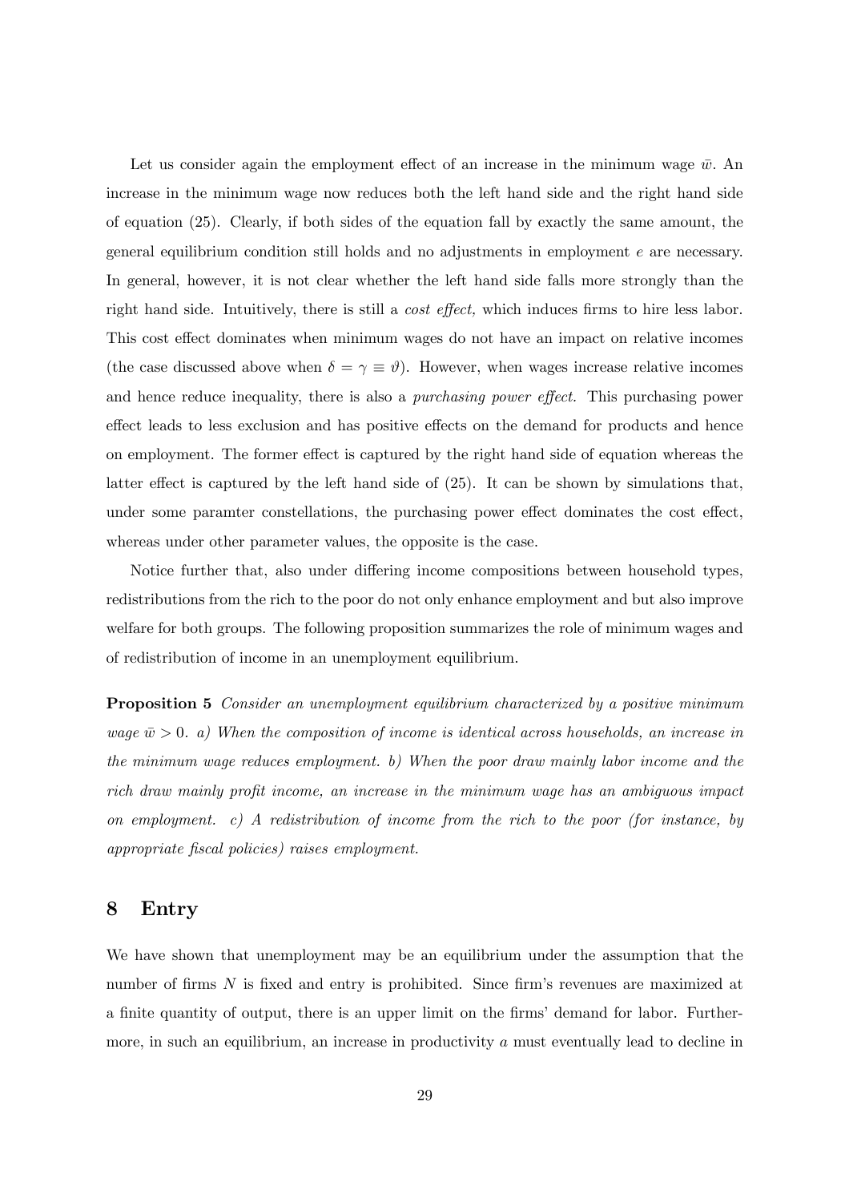Let us consider again the employment effect of an increase in the minimum wage $\bar{w}$. An increase in the minimum wage now reduces both the left hand side and the right hand side of equation (25). Clearly, if both sides of the equation fall by exactly the same amount, the general equilibrium condition still holds and no adjustments in employment $e$ are necessary. In general, however, it is not clear whether the left hand side falls more strongly than the right hand side. Intuitively, there is still a *cost effect,* which induces firms to hire less labor. This cost effect dominates when minimum wages do not have an impact on relative incomes (the case discussed above when $\delta = \gamma \equiv \vartheta$). However, when wages increase relative incomes and hence reduce inequality, there is also a *purchasing power effect.* This purchasing power effect leads to less exclusion and has positive effects on the demand for products and hence on employment. The former effect is captured by the right hand side of equation whereas the latter effect is captured by the left hand side of (25). It can be shown by simulations that, under some paramter constellations, the purchasing power effect dominates the cost effect, whereas under other parameter values, the opposite is the case.

Notice further that, also under differing income compositions between household types, redistributions from the rich to the poor do not only enhance employment and but also improve welfare for both groups. The following proposition summarizes the role of minimum wages and of redistribution of income in an unemployment equilibrium.

**Proposition 5** *Consider an unemployment equilibrium characterized by a positive minimum wage $\bar{w} > 0$. a) When the composition of income is identical across households, an increase in the minimum wage reduces employment. b) When the poor draw mainly labor income and the rich draw mainly profit income, an increase in the minimum wage has an ambiguous impact on employment. c) A redistribution of income from the rich to the poor (for instance, by appropriate fiscal policies) raises employment.*

# 8 Entry

We have shown that unemployment may be an equilibrium under the assumption that the number of firms $N$ is fixed and entry is prohibited. Since firm's revenues are maximized at a finite quantity of output, there is an upper limit on the firms' demand for labor. Furthermore, in such an equilibrium, an increase in productivity $a$ must eventually lead to decline in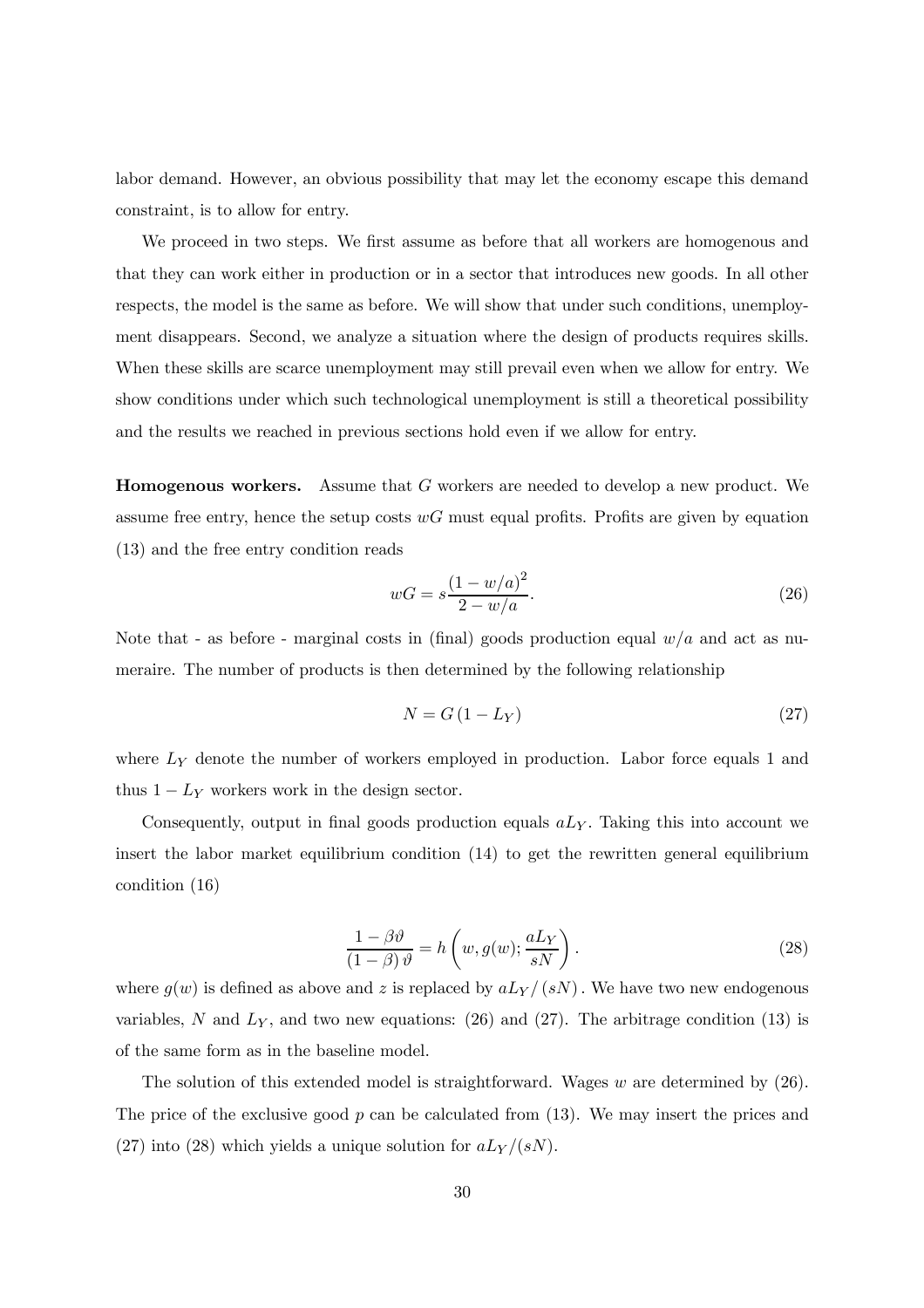labor demand. However, an obvious possibility that may let the economy escape this demand constraint, is to allow for entry.

We proceed in two steps. We first assume as before that all workers are homogenous and that they can work either in production or in a sector that introduces new goods. In all other respects, the model is the same as before. We will show that under such conditions, unemployment disappears. Second, we analyze a situation where the design of products requires skills. When these skills are scarce unemployment may still prevail even when we allow for entry. We show conditions under which such technological unemployment is still a theoretical possibility and the results we reached in previous sections hold even if we allow for entry.

**Homogenous workers.** Assume that $G$ workers are needed to develop a new product. We assume free entry, hence the setup costs $wG$ must equal profits. Profits are given by equation (13) and the free entry condition reads

$$wG = s\frac{(1 - w/a)^2}{2 - w/a}. \tag{26}$$

Note that - as before - marginal costs in (final) goods production equal $w/a$ and act as numeraire. The number of products is then determined by the following relationship

$$N = G(1 - L_Y) \tag{27}$$

where $L_Y$ denote the number of workers employed in production. Labor force equals 1 and thus $1 - L_Y$ workers work in the design sector.

Consequently, output in final goods production equals $aL_Y$. Taking this into account we insert the labor market equilibrium condition (14) to get the rewritten general equilibrium condition (16)

$$\frac{1 - \beta\vartheta}{(1 - \beta)\vartheta} = h\left(w, g(w); \frac{aL_Y}{sN}\right). \tag{28}$$

where $g(w)$ is defined as above and $z$ is replaced by $aL_Y/(sN)$. We have two new endogenous variables, $N$ and $L_Y$, and two new equations: (26) and (27). The arbitrage condition (13) is of the same form as in the baseline model.

The solution of this extended model is straightforward. Wages $w$ are determined by (26). The price of the exclusive good $p$ can be calculated from (13). We may insert the prices and (27) into (28) which yields a unique solution for $aL_Y/(sN)$.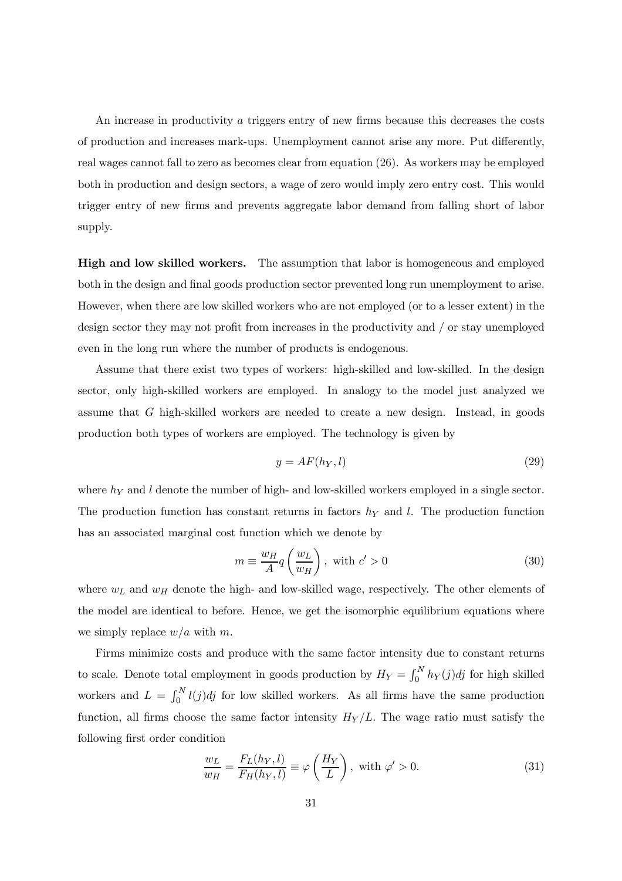An increase in productivity $a$ triggers entry of new firms because this decreases the costs of production and increases mark-ups. Unemployment cannot arise any more. Put differently, real wages cannot fall to zero as becomes clear from equation (26). As workers may be employed both in production and design sectors, a wage of zero would imply zero entry cost. This would trigger entry of new firms and prevents aggregate labor demand from falling short of labor supply.

**High and low skilled workers.** The assumption that labor is homogeneous and employed both in the design and final goods production sector prevented long run unemployment to arise. However, when there are low skilled workers who are not employed (or to a lesser extent) in the design sector they may not profit from increases in the productivity and / or stay unemployed even in the long run where the number of products is endogenous.

Assume that there exist two types of workers: high-skilled and low-skilled. In the design sector, only high-skilled workers are employed. In analogy to the model just analyzed we assume that $G$ high-skilled workers are needed to create a new design. Instead, in goods production both types of workers are employed. The technology is given by

$$y = AF(h_Y, l) \tag{29}$$

where $h_Y$ and $l$ denote the number of high- and low-skilled workers employed in a single sector. The production function has constant returns in factors $h_Y$ and $l$. The production function has an associated marginal cost function which we denote by

$$m \equiv \frac{w_H}{A} q\left(\frac{w_L}{w_H}\right), \text{ with } c' > 0 \tag{30}$$

where $w_L$ and $w_H$ denote the high- and low-skilled wage, respectively. The other elements of the model are identical to before. Hence, we get the isomorphic equilibrium equations where we simply replace $w/a$ with $m$.

Firms minimize costs and produce with the same factor intensity due to constant returns to scale. Denote total employment in goods production by $H_Y = \int_0^N h_Y(j)dj$ for high skilled workers and $L = \int_0^N l(j)dj$ for low skilled workers. As all firms have the same production function, all firms choose the same factor intensity $H_Y/L$. The wage ratio must satisfy the following first order condition

$$\frac{w_L}{w_H} = \frac{F_L(h_Y, l)}{F_H(h_Y, l)} \equiv \varphi\left(\frac{H_Y}{L}\right), \text{ with } \varphi' > 0. \tag{31}$$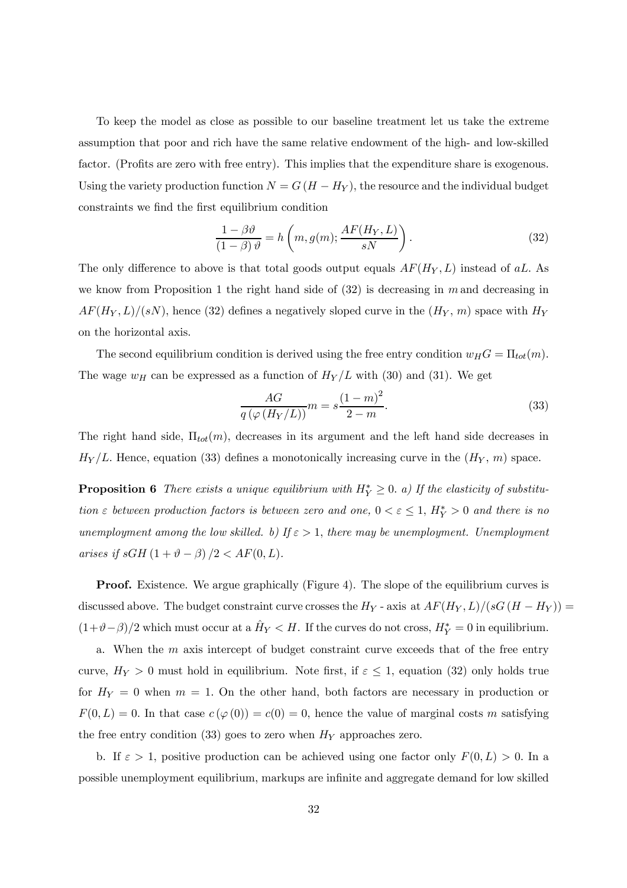To keep the model as close as possible to our baseline treatment let us take the extreme assumption that poor and rich have the same relative endowment of the high- and low-skilled factor. (Profits are zero with free entry). This implies that the expenditure share is exogenous. Using the variety production function $N = G(H - H_Y)$, the resource and the individual budget constraints we find the first equilibrium condition

$$\frac{1-\beta\vartheta}{(1-\beta)\vartheta} = h\left(m, g(m); \frac{AF(H_Y, L)}{sN}\right). \tag{32}$$

The only difference to above is that total goods output equals $AF(H_Y, L)$ instead of $aL$. As we know from Proposition 1 the right hand side of (32) is decreasing in $m$ and decreasing in $AF(H_Y, L)/(sN)$, hence (32) defines a negatively sloped curve in the $(H_Y, m)$ space with $H_Y$ on the horizontal axis.

The second equilibrium condition is derived using the free entry condition $w_H G = \Pi_{tot}(m)$. The wage $w_H$ can be expressed as a function of $H_Y/L$ with (30) and (31). We get

$$\frac{AG}{q\left(\varphi\left(H_Y/L\right)\right)} m = s\frac{(1-m)^2}{2-m}. \tag{33}$$

The right hand side, $\Pi_{tot}(m)$, decreases in its argument and the left hand side decreases in $H_Y/L$. Hence, equation (33) defines a monotonically increasing curve in the $(H_Y, m)$ space.

**Proposition 6** *There exists a unique equilibrium with $H_Y^* \geq 0$. a) If the elasticity of substitution $\varepsilon$ between production factors is between zero and one, $0 < \varepsilon \leq 1$, $H_Y^* > 0$ and there is no unemployment among the low skilled. b) If $\varepsilon > 1$, there may be unemployment. Unemployment arises if $sGH(1 + \vartheta - \beta)/2 < AF(0, L)$.*

**Proof.** Existence. We argue graphically (Figure 4). The slope of the equilibrium curves is discussed above. The budget constraint curve crosses the $H_Y$ - axis at $AF(H_Y, L)/(sG(H - H_Y)) = (1+\vartheta-\beta)/2$ which must occur at a $\hat{H}_Y < H$. If the curves do not cross, $H_Y^* = 0$ in equilibrium.

a. When the $m$ axis intercept of budget constraint curve exceeds that of the free entry curve, $H_Y > 0$ must hold in equilibrium. Note first, if $\varepsilon \leq 1$, equation (32) only holds true for $H_Y = 0$ when $m = 1$. On the other hand, both factors are necessary in production or $F(0, L) = 0$. In that case $c(\varphi(0)) = c(0) = 0$, hence the value of marginal costs $m$ satisfying the free entry condition (33) goes to zero when $H_Y$ approaches zero.

b. If $\varepsilon > 1$, positive production can be achieved using one factor only $F(0, L) > 0$. In a possible unemployment equilibrium, markups are infinite and aggregate demand for low skilled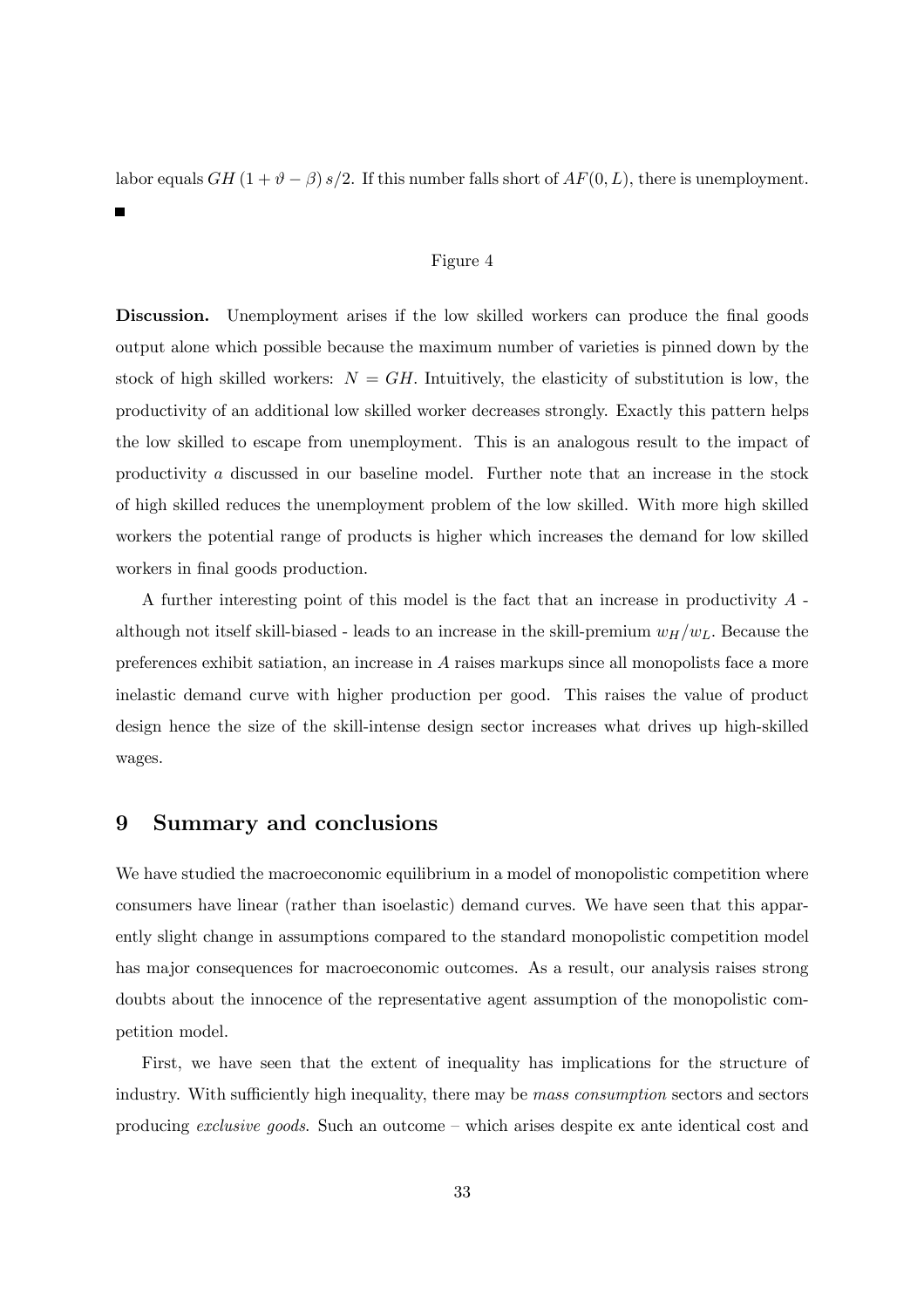labor equals $GH(1+\vartheta-\beta)s/2$. If this number falls short of $AF(0,L)$, there is unemployment. ■

Figure 4

**Discussion.** Unemployment arises if the low skilled workers can produce the final goods output alone which possible because the maximum number of varieties is pinned down by the stock of high skilled workers: $N = GH$. Intuitively, the elasticity of substitution is low, the productivity of an additional low skilled worker decreases strongly. Exactly this pattern helps the low skilled to escape from unemployment. This is an analogous result to the impact of productivity $a$ discussed in our baseline model. Further note that an increase in the stock of high skilled reduces the unemployment problem of the low skilled. With more high skilled workers the potential range of products is higher which increases the demand for low skilled workers in final goods production.

A further interesting point of this model is the fact that an increase in productivity $A$ - although not itself skill-biased - leads to an increase in the skill-premium $w_H/w_L$. Because the preferences exhibit satiation, an increase in $A$ raises markups since all monopolists face a more inelastic demand curve with higher production per good. This raises the value of product design hence the size of the skill-intense design sector increases what drives up high-skilled wages.

# 9 Summary and conclusions

We have studied the macroeconomic equilibrium in a model of monopolistic competition where consumers have linear (rather than isoelastic) demand curves. We have seen that this apparently slight change in assumptions compared to the standard monopolistic competition model has major consequences for macroeconomic outcomes. As a result, our analysis raises strong doubts about the innocence of the representative agent assumption of the monopolistic competition model.

First, we have seen that the extent of inequality has implications for the structure of industry. With sufficiently high inequality, there may be *mass consumption* sectors and sectors producing *exclusive goods*. Such an outcome – which arises despite ex ante identical cost and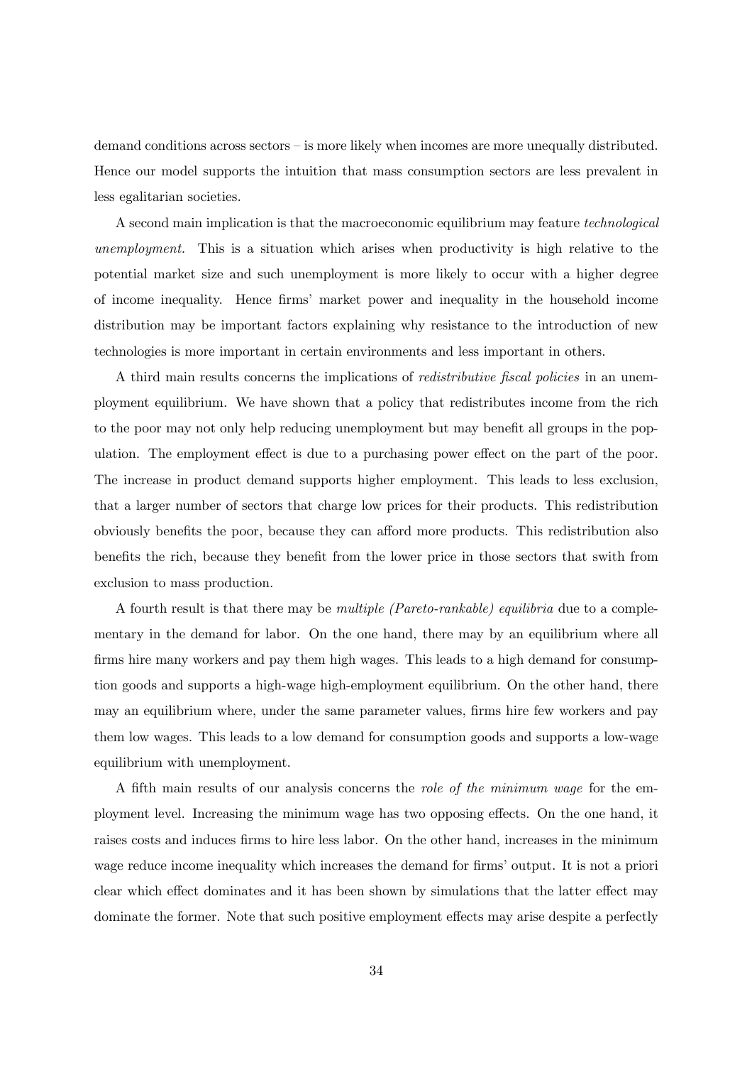demand conditions across sectors – is more likely when incomes are more unequally distributed. Hence our model supports the intuition that mass consumption sectors are less prevalent in less egalitarian societies.

A second main implication is that the macroeconomic equilibrium may feature *technological unemployment*. This is a situation which arises when productivity is high relative to the potential market size and such unemployment is more likely to occur with a higher degree of income inequality. Hence firms' market power and inequality in the household income distribution may be important factors explaining why resistance to the introduction of new technologies is more important in certain environments and less important in others.

A third main results concerns the implications of *redistributive fiscal policies* in an unemployment equilibrium. We have shown that a policy that redistributes income from the rich to the poor may not only help reducing unemployment but may benefit all groups in the population. The employment effect is due to a purchasing power effect on the part of the poor. The increase in product demand supports higher employment. This leads to less exclusion, that a larger number of sectors that charge low prices for their products. This redistribution obviously benefits the poor, because they can afford more products. This redistribution also benefits the rich, because they benefit from the lower price in those sectors that swith from exclusion to mass production.

A fourth result is that there may be *multiple (Pareto-rankable) equilibria* due to a complementary in the demand for labor. On the one hand, there may by an equilibrium where all firms hire many workers and pay them high wages. This leads to a high demand for consumption goods and supports a high-wage high-employment equilibrium. On the other hand, there may an equilibrium where, under the same parameter values, firms hire few workers and pay them low wages. This leads to a low demand for consumption goods and supports a low-wage equilibrium with unemployment.

A fifth main results of our analysis concerns the *role of the minimum wage* for the employment level. Increasing the minimum wage has two opposing effects. On the one hand, it raises costs and induces firms to hire less labor. On the other hand, increases in the minimum wage reduce income inequality which increases the demand for firms' output. It is not a priori clear which effect dominates and it has been shown by simulations that the latter effect may dominate the former. Note that such positive employment effects may arise despite a perfectly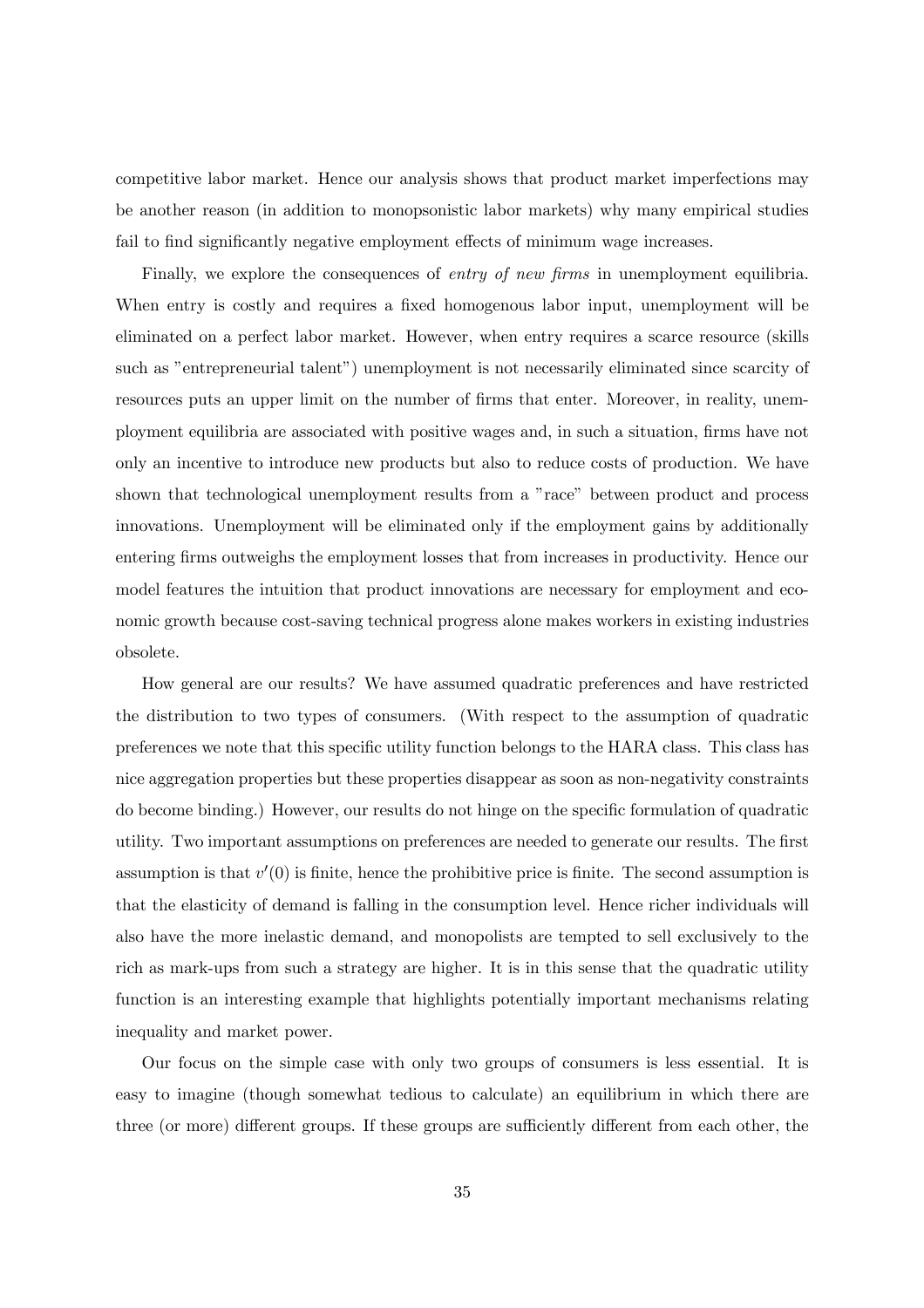competitive labor market. Hence our analysis shows that product market imperfections may be another reason (in addition to monopsonistic labor markets) why many empirical studies fail to find significantly negative employment effects of minimum wage increases.

Finally, we explore the consequences of *entry of new firms* in unemployment equilibria. When entry is costly and requires a fixed homogenous labor input, unemployment will be eliminated on a perfect labor market. However, when entry requires a scarce resource (skills such as "entrepreneurial talent") unemployment is not necessarily eliminated since scarcity of resources puts an upper limit on the number of firms that enter. Moreover, in reality, unemployment equilibria are associated with positive wages and, in such a situation, firms have not only an incentive to introduce new products but also to reduce costs of production. We have shown that technological unemployment results from a "race" between product and process innovations. Unemployment will be eliminated only if the employment gains by additionally entering firms outweighs the employment losses that from increases in productivity. Hence our model features the intuition that product innovations are necessary for employment and economic growth because cost-saving technical progress alone makes workers in existing industries obsolete.

How general are our results? We have assumed quadratic preferences and have restricted the distribution to two types of consumers. (With respect to the assumption of quadratic preferences we note that this specific utility function belongs to the HARA class. This class has nice aggregation properties but these properties disappear as soon as non-negativity constraints do become binding.) However, our results do not hinge on the specific formulation of quadratic utility. Two important assumptions on preferences are needed to generate our results. The first assumption is that $v'(0)$ is finite, hence the prohibitive price is finite. The second assumption is that the elasticity of demand is falling in the consumption level. Hence richer individuals will also have the more inelastic demand, and monopolists are tempted to sell exclusively to the rich as mark-ups from such a strategy are higher. It is in this sense that the quadratic utility function is an interesting example that highlights potentially important mechanisms relating inequality and market power.

Our focus on the simple case with only two groups of consumers is less essential. It is easy to imagine (though somewhat tedious to calculate) an equilibrium in which there are three (or more) different groups. If these groups are sufficiently different from each other, the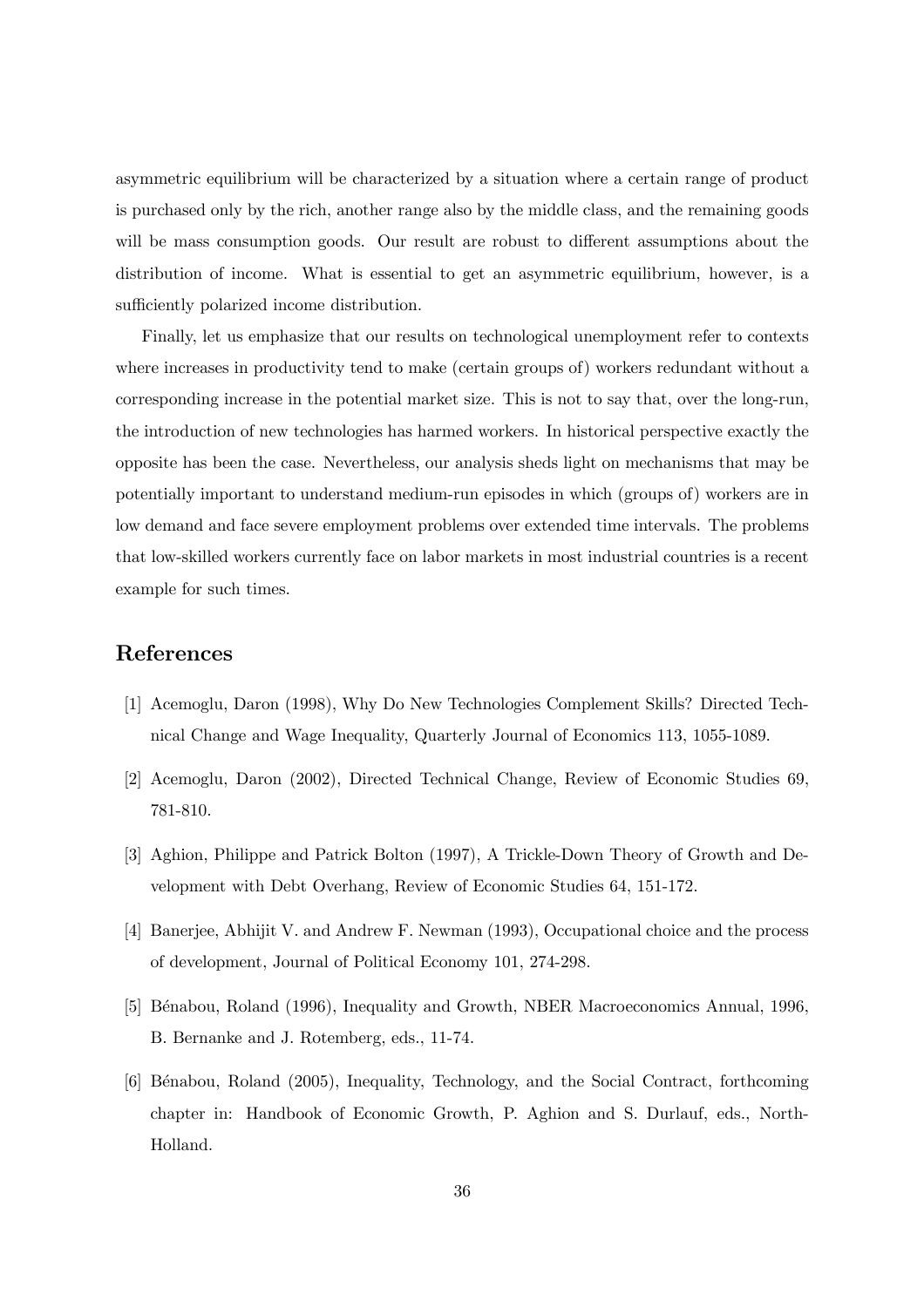asymmetric equilibrium will be characterized by a situation where a certain range of product is purchased only by the rich, another range also by the middle class, and the remaining goods will be mass consumption goods. Our result are robust to different assumptions about the distribution of income. What is essential to get an asymmetric equilibrium, however, is a sufficiently polarized income distribution.

Finally, let us emphasize that our results on technological unemployment refer to contexts where increases in productivity tend to make (certain groups of) workers redundant without a corresponding increase in the potential market size. This is not to say that, over the long-run, the introduction of new technologies has harmed workers. In historical perspective exactly the opposite has been the case. Nevertheless, our analysis sheds light on mechanisms that may be potentially important to understand medium-run episodes in which (groups of) workers are in low demand and face severe employment problems over extended time intervals. The problems that low-skilled workers currently face on labor markets in most industrial countries is a recent example for such times.

## References

[1] Acemoglu, Daron (1998), Why Do New Technologies Complement Skills? Directed Technical Change and Wage Inequality, Quarterly Journal of Economics 113, 1055-1089.

[2] Acemoglu, Daron (2002), Directed Technical Change, Review of Economic Studies 69, 781-810.

[3] Aghion, Philippe and Patrick Bolton (1997), A Trickle-Down Theory of Growth and Development with Debt Overhang, Review of Economic Studies 64, 151-172.

[4] Banerjee, Abhijit V. and Andrew F. Newman (1993), Occupational choice and the process of development, Journal of Political Economy 101, 274-298.

[5] Bénabou, Roland (1996), Inequality and Growth, NBER Macroeconomics Annual, 1996, B. Bernanke and J. Rotemberg, eds., 11-74.

[6] Bénabou, Roland (2005), Inequality, Technology, and the Social Contract, forthcoming chapter in: Handbook of Economic Growth, P. Aghion and S. Durlauf, eds., North-Holland.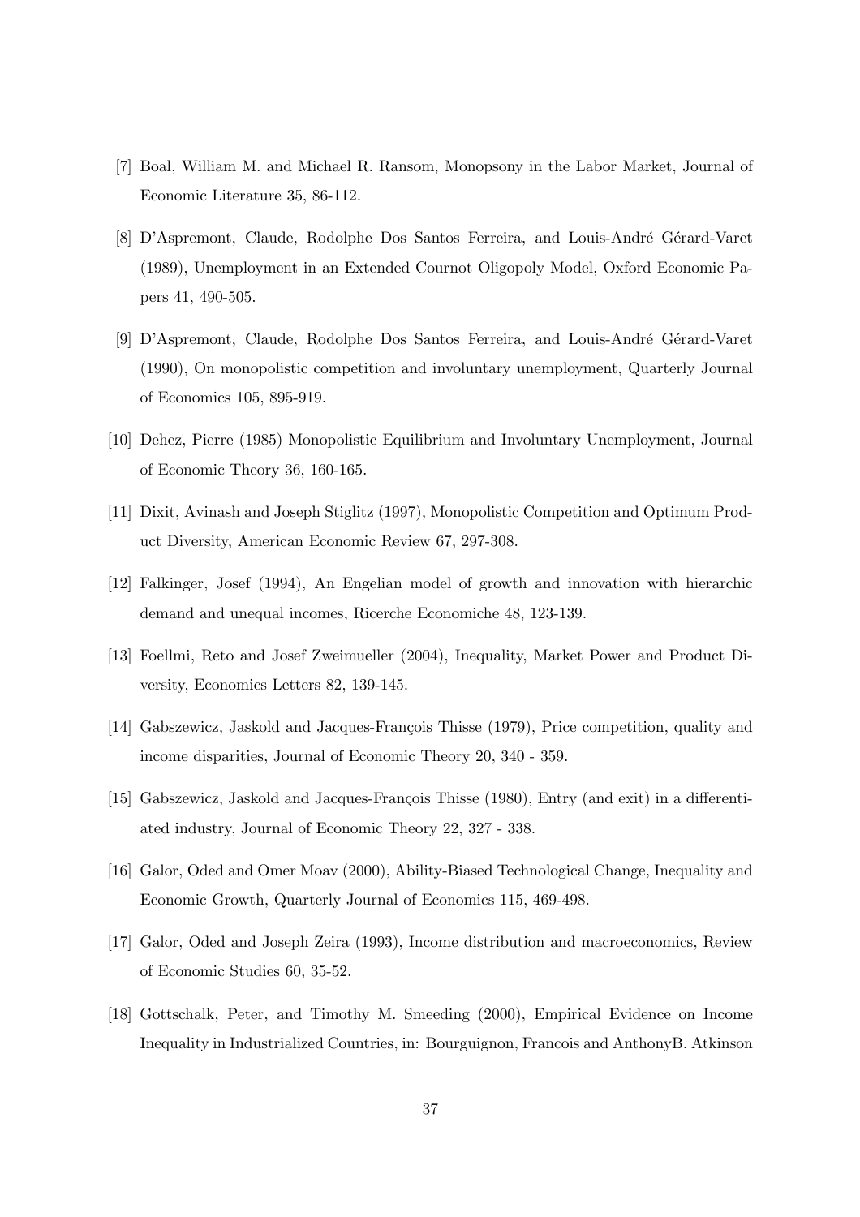[7] Boal, William M. and Michael R. Ransom, Monopsony in the Labor Market, Journal of Economic Literature 35, 86-112.

[8] D'Aspremont, Claude, Rodolphe Dos Santos Ferreira, and Louis-André Gérard-Varet (1989), Unemployment in an Extended Cournot Oligopoly Model, Oxford Economic Papers 41, 490-505.

[9] D'Aspremont, Claude, Rodolphe Dos Santos Ferreira, and Louis-André Gérard-Varet (1990), On monopolistic competition and involuntary unemployment, Quarterly Journal of Economics 105, 895-919.

[10] Dehez, Pierre (1985) Monopolistic Equilibrium and Involuntary Unemployment, Journal of Economic Theory 36, 160-165.

[11] Dixit, Avinash and Joseph Stiglitz (1997), Monopolistic Competition and Optimum Product Diversity, American Economic Review 67, 297-308.

[12] Falkinger, Josef (1994), An Engelian model of growth and innovation with hierarchic demand and unequal incomes, Ricerche Economiche 48, 123-139.

[13] Foellmi, Reto and Josef Zweimueller (2004), Inequality, Market Power and Product Diversity, Economics Letters 82, 139-145.

[14] Gabszewicz, Jaskold and Jacques-François Thisse (1979), Price competition, quality and income disparities, Journal of Economic Theory 20, 340 - 359.

[15] Gabszewicz, Jaskold and Jacques-François Thisse (1980), Entry (and exit) in a differentiated industry, Journal of Economic Theory 22, 327 - 338.

[16] Galor, Oded and Omer Moav (2000), Ability-Biased Technological Change, Inequality and Economic Growth, Quarterly Journal of Economics 115, 469-498.

[17] Galor, Oded and Joseph Zeira (1993), Income distribution and macroeconomics, Review of Economic Studies 60, 35-52.

[18] Gottschalk, Peter, and Timothy M. Smeeding (2000), Empirical Evidence on Income Inequality in Industrialized Countries, in: Bourguignon, Francois and AnthonyB. Atkinson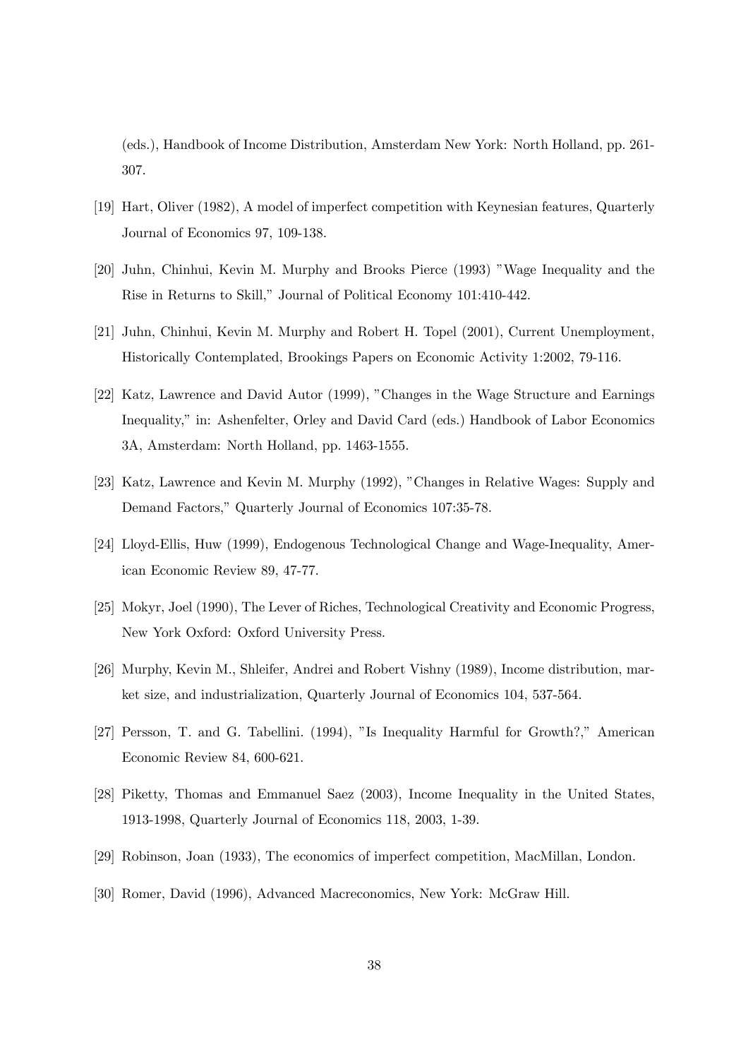(eds.), Handbook of Income Distribution, Amsterdam New York: North Holland, pp. 261-307.

[19] Hart, Oliver (1982), A model of imperfect competition with Keynesian features, Quarterly Journal of Economics 97, 109-138.

[20] Juhn, Chinhui, Kevin M. Murphy and Brooks Pierce (1993) "Wage Inequality and the Rise in Returns to Skill," Journal of Political Economy 101:410-442.

[21] Juhn, Chinhui, Kevin M. Murphy and Robert H. Topel (2001), Current Unemployment, Historically Contemplated, Brookings Papers on Economic Activity 1:2002, 79-116.

[22] Katz, Lawrence and David Autor (1999), "Changes in the Wage Structure and Earnings Inequality," in: Ashenfelter, Orley and David Card (eds.) Handbook of Labor Economics 3A, Amsterdam: North Holland, pp. 1463-1555.

[23] Katz, Lawrence and Kevin M. Murphy (1992), "Changes in Relative Wages: Supply and Demand Factors," Quarterly Journal of Economics 107:35-78.

[24] Lloyd-Ellis, Huw (1999), Endogenous Technological Change and Wage-Inequality, American Economic Review 89, 47-77.

[25] Mokyr, Joel (1990), The Lever of Riches, Technological Creativity and Economic Progress, New York Oxford: Oxford University Press.

[26] Murphy, Kevin M., Shleifer, Andrei and Robert Vishny (1989), Income distribution, market size, and industrialization, Quarterly Journal of Economics 104, 537-564.

[27] Persson, T. and G. Tabellini. (1994), "Is Inequality Harmful for Growth?," American Economic Review 84, 600-621.

[28] Piketty, Thomas and Emmanuel Saez (2003), Income Inequality in the United States, 1913-1998, Quarterly Journal of Economics 118, 2003, 1-39.

[29] Robinson, Joan (1933), The economics of imperfect competition, MacMillan, London.

[30] Romer, David (1996), Advanced Macreconomics, New York: McGraw Hill.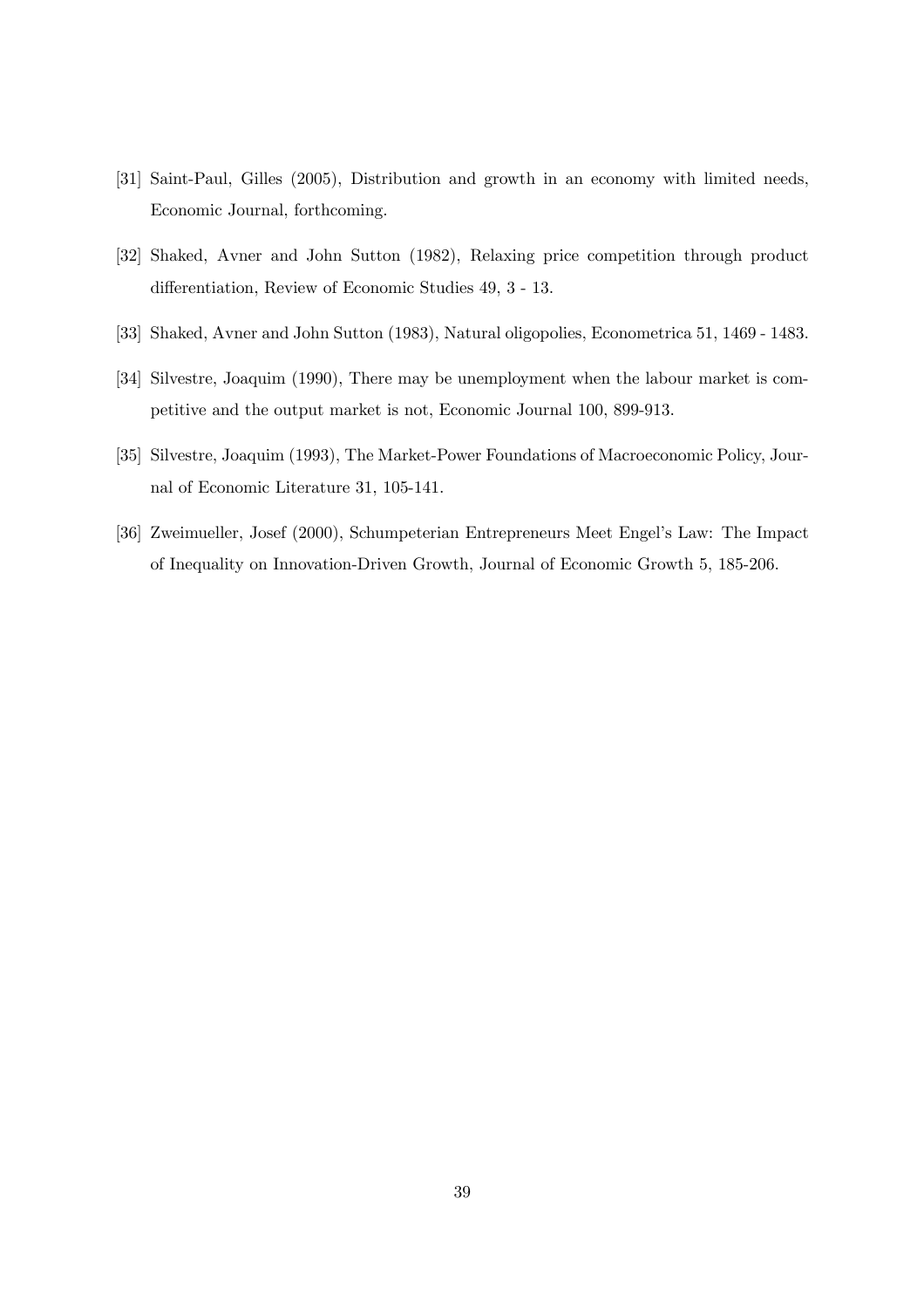[31] Saint-Paul, Gilles (2005), Distribution and growth in an economy with limited needs, Economic Journal, forthcoming.

[32] Shaked, Avner and John Sutton (1982), Relaxing price competition through product differentiation, Review of Economic Studies 49, 3 - 13.

[33] Shaked, Avner and John Sutton (1983), Natural oligopolies, Econometrica 51, 1469 - 1483.

[34] Silvestre, Joaquim (1990), There may be unemployment when the labour market is competitive and the output market is not, Economic Journal 100, 899-913.

[35] Silvestre, Joaquim (1993), The Market-Power Foundations of Macroeconomic Policy, Journal of Economic Literature 31, 105-141.

[36] Zweimueller, Josef (2000), Schumpeterian Entrepreneurs Meet Engel's Law: The Impact of Inequality on Innovation-Driven Growth, Journal of Economic Growth 5, 185-206.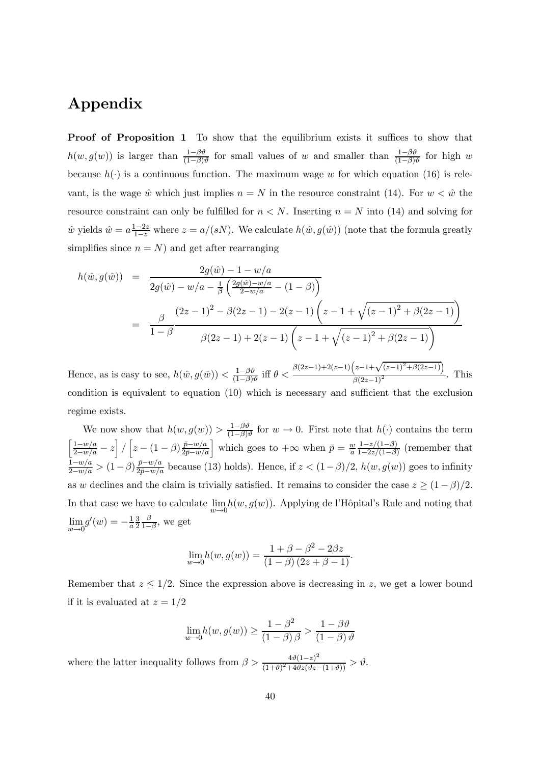# Appendix

**Proof of Proposition 1** To show that the equilibrium exists it suffices to show that $h(w, g(w))$ is larger than $\frac{1-\beta\vartheta}{(1-\beta)\vartheta}$ for small values of $w$ and smaller than $\frac{1-\beta\vartheta}{(1-\beta)\vartheta}$ for high $w$ because $h(\cdot)$ is a continuous function. The maximum wage $w$ for which equation (16) is relevant, is the wage $\hat{w}$ which just implies $n = N$ in the resource constraint (14). For $w < \hat{w}$ the resource constraint can only be fulfilled for $n < N$. Inserting $n = N$ into (14) and solving for $\hat{w}$ yields $\hat{w} = a\frac{1-2z}{1-z}$ where $z = a/(sN)$. We calculate $h(\hat{w}, g(\hat{w}))$ (note that the formula greatly simplifies since $n = N$) and get after rearranging

$$
\begin{aligned}
h(\hat{w}, g(\hat{w})) &= \frac{2g(\hat{w}) - 1 - w/a}{2g(\hat{w}) - w/a - \frac{1}{\beta}\left(\frac{2g(\hat{w}) - w/a}{2 - w/a} - (1-\beta)\right)} \\
&= \frac{\beta}{1-\beta} \frac{(2z-1)^2 - \beta(2z-1) - 2(z-1)\left(z - 1 + \sqrt{(z-1)^2 + \beta(2z-1)}\right)}{\beta(2z-1) + 2(z-1)\left(z - 1 + \sqrt{(z-1)^2 + \beta(2z-1)}\right)}
\end{aligned}
$$

Hence, as is easy to see, $h(\hat{w}, g(\hat{w})) < \frac{1-\beta\vartheta}{(1-\beta)\vartheta}$ iff $\theta < \frac{\beta(2z-1) + 2(z-1)\left(z-1+\sqrt{(z-1)^2+\beta(2z-1)}\right)}{\beta(2z-1)^2}$. This condition is equivalent to equation (10) which is necessary and sufficient that the exclusion regime exists.

We now show that $h(w, g(w)) > \frac{1-\beta\vartheta}{(1-\beta)\vartheta}$ for $w \to 0$. First note that $h(\cdot)$ contains the term $\left[\frac{1-w/a}{2-w/a} - z\right] / \left[z - (1-\beta)\frac{\bar{p} - w/a}{2\bar{p} - w/a}\right]$ which goes to $+\infty$ when $\bar{p} = \frac{w}{a}\frac{1-z/(1-\beta)}{1-2z/(1-\beta)}$ (remember that $\frac{1-w/a}{2-w/a} > (1-\beta)\frac{\bar{p}-w/a}{2\bar{p}-w/a}$ because (13) holds). Hence, if $z < (1-\beta)/2$, $h(w, g(w))$ goes to infinity as $w$ declines and the claim is trivially satisfied. It remains to consider the case $z \geq (1-\beta)/2$. In that case we have to calculate $\lim_{w \to 0} h(w, g(w))$. Applying de l'Hôpital's Rule and noting that $\lim_{w \to 0} g'(w) = -\frac{1}{a}\frac{3}{2}\frac{\beta}{1-\beta}$, we get

$$
\lim_{w \to 0} h(w, g(w)) = \frac{1 + \beta - \beta^2 - 2\beta z}{(1-\beta)(2z + \beta - 1)}.
$$

Remember that $z \leq 1/2$. Since the expression above is decreasing in $z$, we get a lower bound if it is evaluated at $z = 1/2$

$$
\lim_{w \to 0} h(w, g(w)) \geq \frac{1 - \beta^2}{(1-\beta)\beta} > \frac{1 - \beta\vartheta}{(1-\beta)\vartheta}
$$

where the latter inequality follows from $\beta > \frac{4\vartheta(1-z)^2}{(1+\vartheta)^2 + 4\vartheta z(\vartheta z - (1+\vartheta))} > \vartheta$.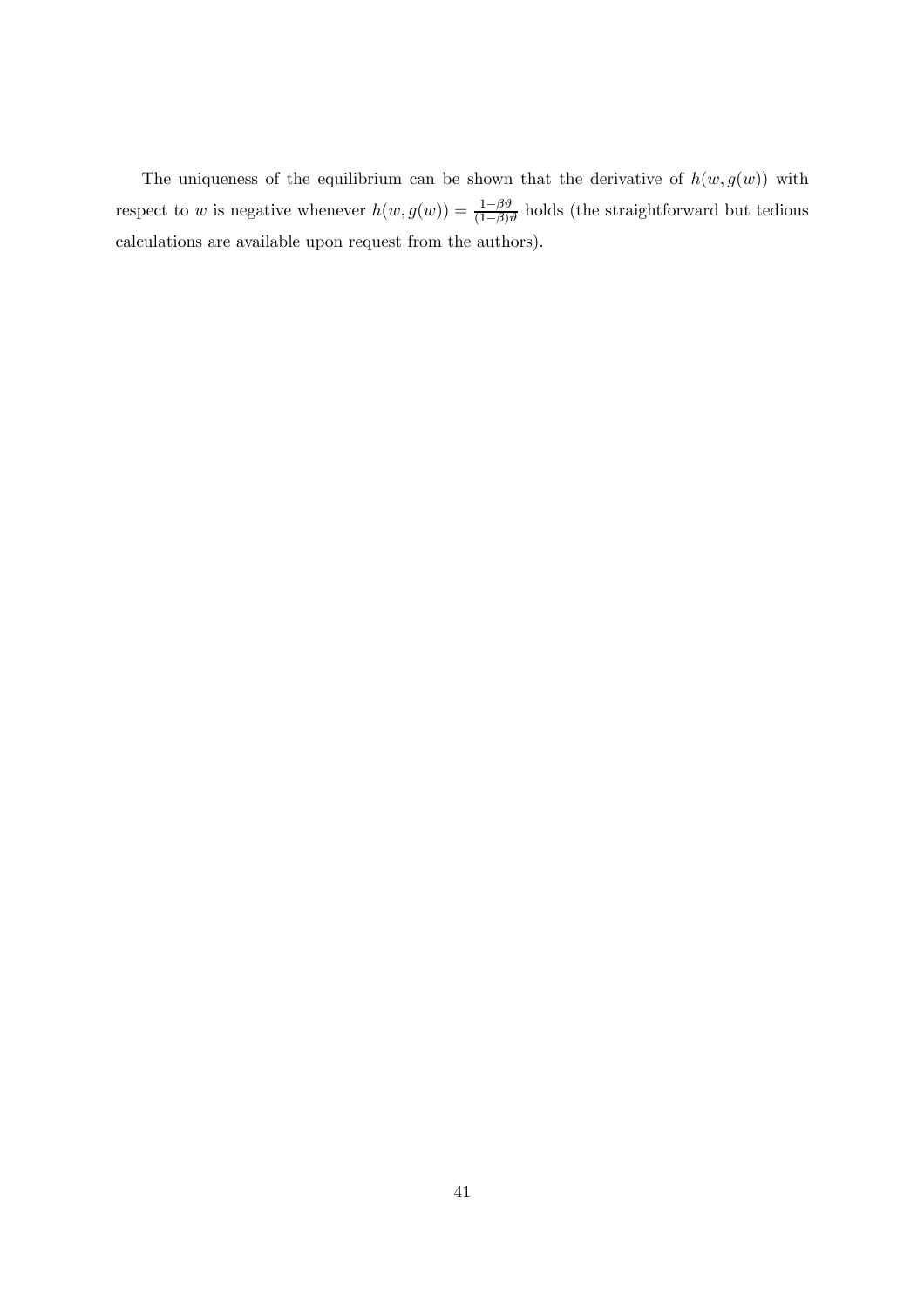The uniqueness of the equilibrium can be shown that the derivative of $h(w, g(w))$ with respect to $w$ is negative whenever $h(w, g(w)) = \frac{1-\beta\vartheta}{(1-\beta)\vartheta}$ holds (the straightforward but tedious calculations are available upon request from the authors).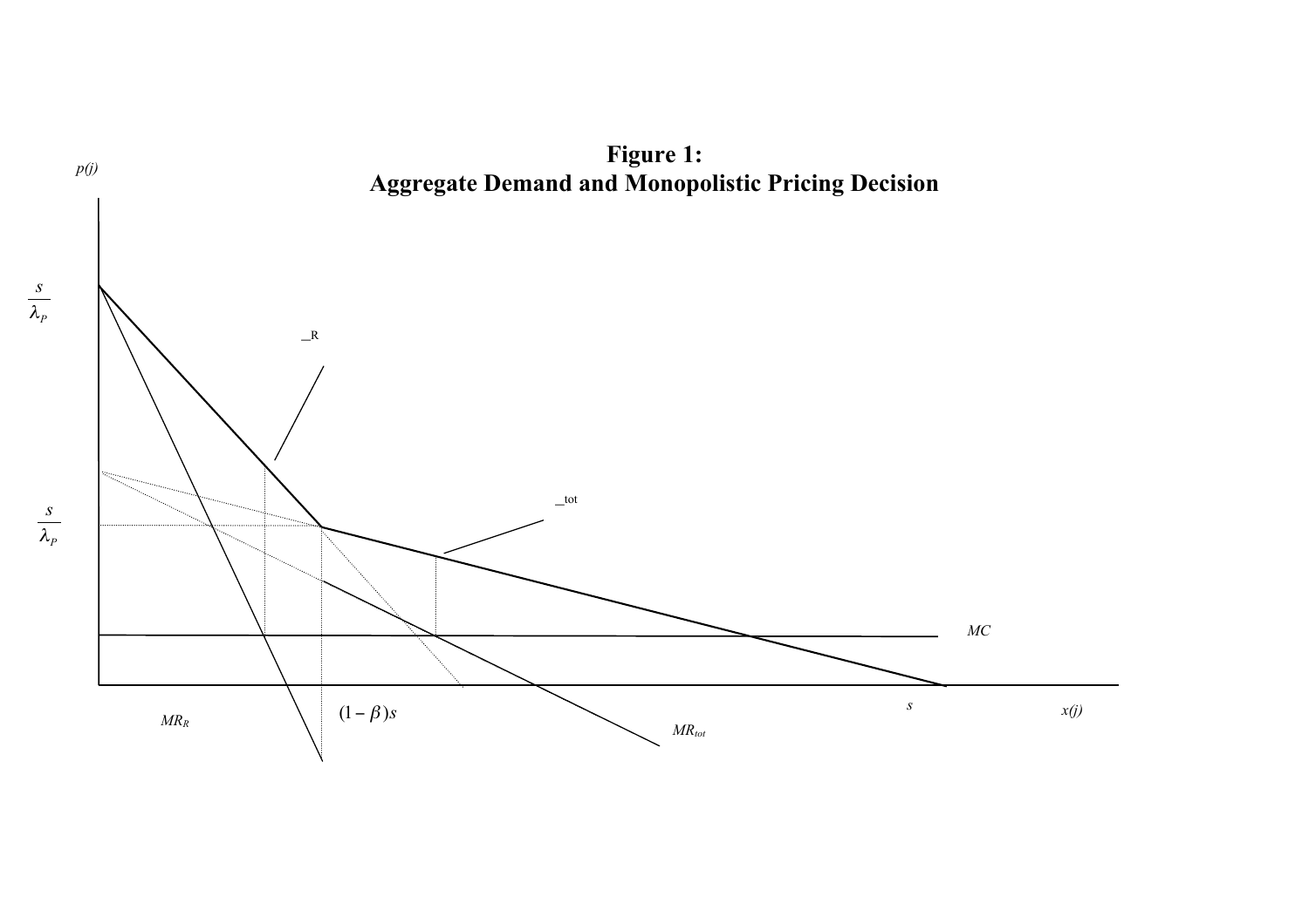**Figure 1:**
**Aggregate Demand and Monopolistic Pricing Decision**

$p(j)$

$\frac{s}{\lambda_P}$

_R

$\frac{s}{\lambda_P}$

_tot

$MC$

$MR_R$ $(1-\beta)s$ $MR_{tot}$ $s$ $x(j)$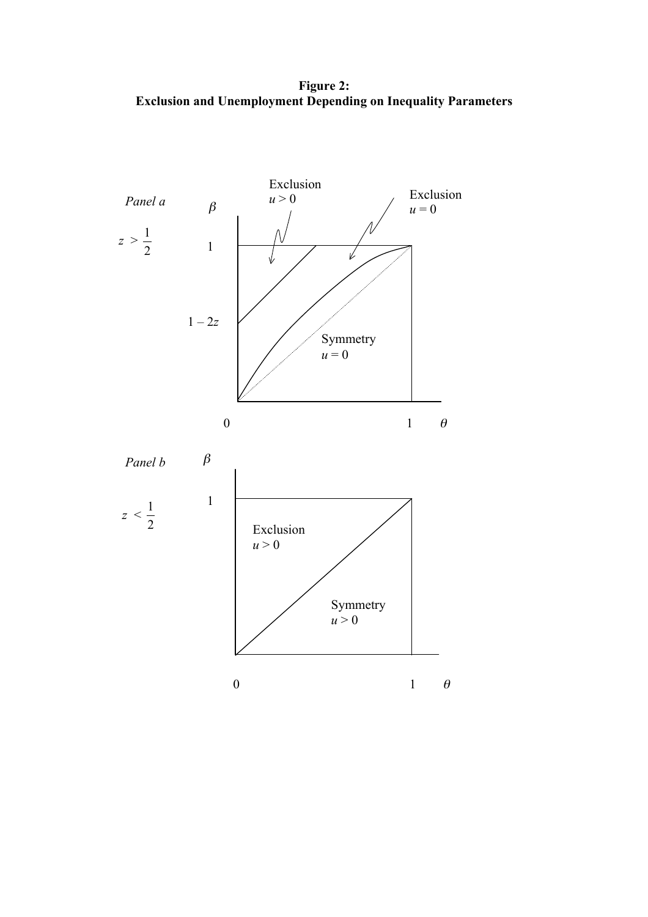**Figure 2:**
**Exclusion and Unemployment Depending on Inequality Parameters**

*Panel a*

$z > \frac{1}{2}$

$\beta$

Exclusion
$u > 0$

Exclusion
$u = 0$

1

$1 - 2z$

Symmetry
$u = 0$

0 1 $\theta$

*Panel b*

$z < \frac{1}{2}$

$\beta$

1

Exclusion
$u > 0$

Symmetry
$u > 0$

0 1 $\theta$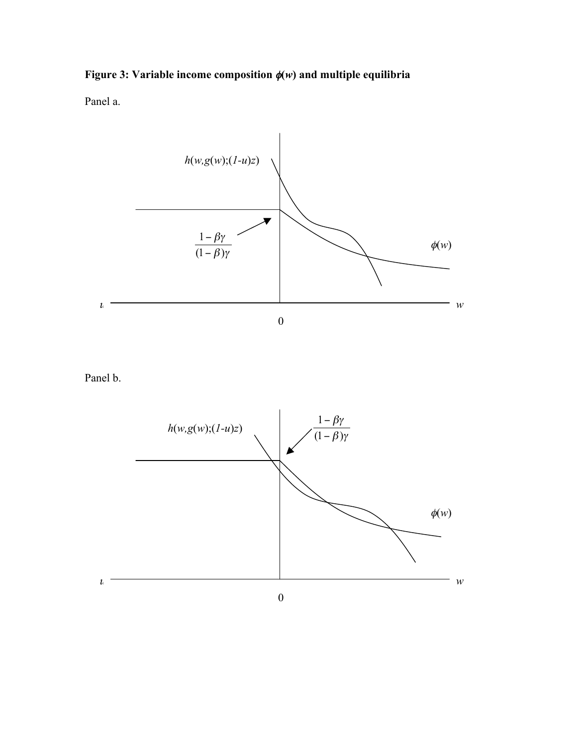**Figure 3: Variable income composition $\phi(w)$ and multiple equilibria**

Panel a.

$h(w,g(w);(1-u)z)$

$\frac{1-\beta\gamma}{(1-\beta)\gamma}$

$\phi(w)$

$w$

0

Panel b.

$h(w,g(w);(1-u)z)$

$\frac{1-\beta\gamma}{(1-\beta)\gamma}$

$\phi(w)$

$w$

0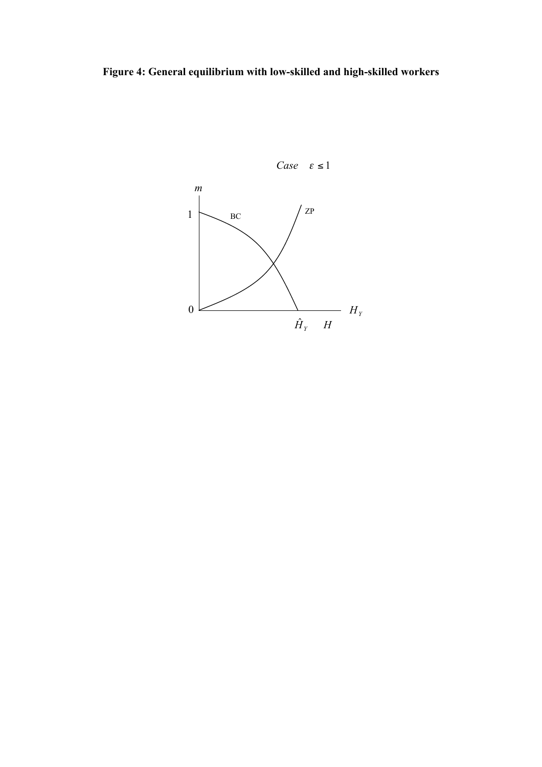**Figure 4: General equilibrium with low-skilled and high-skilled workers**

*Case* $\varepsilon \leq 1$

$m$

1

BC

ZP

0

$H_Y$

$\hat{H}_Y$ $H$